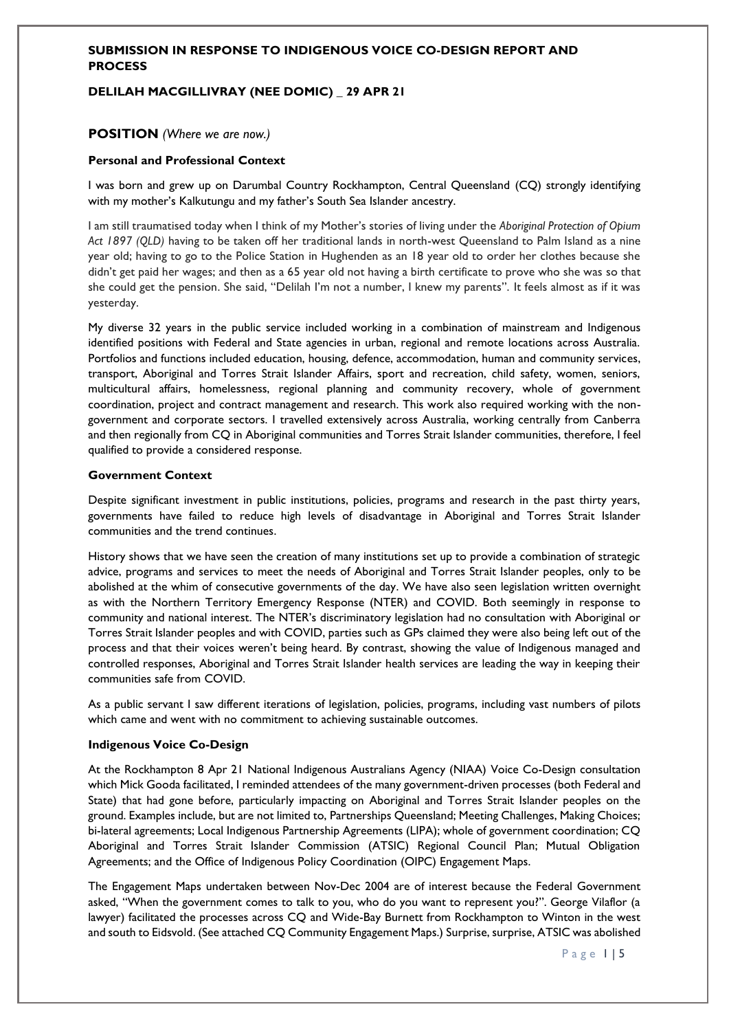## SUBMISSION IN RESPONSE TO INDIGENOUS VOICE CO-DESIGN REPORT AND PROCESS

**DELILAH MACGILLIVRAY (NEE DOMIC) _ 29 APR 21**

## POSITION *(Where we are now.)*

### Personal and Professional Context

I was born and grew up on Darumbal Country Rockhampton, Central Queensland (CQ) strongly identifying with my mother's Kalkutungu and my father's South Sea Islander ancestry.

I am still traumatised today when I think of my Mother's stories of living under the *Aboriginal Protection of Opium Act 1897 (QLD)* having to be taken off her traditional lands in north-west Queensland to Palm Island as a nine year old; having to go to the Police Station in Hughenden as an 18 year old to order her clothes because she didn't get paid her wages; and then as a 65 year old not having a birth certificate to prove who she was so that she could get the pension. She said, "Delilah I'm not a number, I knew my parents". It feels almost as if it was yesterday.

My diverse 32 years in the public service included working in a combination of mainstream and Indigenous identified positions with Federal and State agencies in urban, regional and remote locations across Australia. Portfolios and functions included education, housing, defence, accommodation, human and community services, transport, Aboriginal and Torres Strait Islander Affairs, sport and recreation, child safety, women, seniors, multicultural affairs, homelessness, regional planning and community recovery, whole of government coordination, project and contract management and research. This work also required working with the non-government and corporate sectors. I travelled extensively across Australia, working centrally from Canberra and then regionally from CQ in Aboriginal communities and Torres Strait Islander communities, therefore, I feel qualified to provide a considered response.

### Government Context

Despite significant investment in public institutions, policies, programs and research in the past thirty years, governments have failed to reduce high levels of disadvantage in Aboriginal and Torres Strait Islander communities and the trend continues.

History shows that we have seen the creation of many institutions set up to provide a combination of strategic advice, programs and services to meet the needs of Aboriginal and Torres Strait Islander peoples, only to be abolished at the whim of consecutive governments of the day. We have also seen legislation written overnight as with the Northern Territory Emergency Response (NTER) and COVID. Both seemingly in response to community and national interest. The NTER's discriminatory legislation had no consultation with Aboriginal or Torres Strait Islander peoples and with COVID, parties such as GPs claimed they were also being left out of the process and that their voices weren't being heard. By contrast, showing the value of Indigenous managed and controlled responses, Aboriginal and Torres Strait Islander health services are leading the way in keeping their communities safe from COVID.

As a public servant I saw different iterations of legislation, policies, programs, including vast numbers of pilots which came and went with no commitment to achieving sustainable outcomes.

### Indigenous Voice Co-Design

At the Rockhampton 8 Apr 21 National Indigenous Australians Agency (NIAA) Voice Co-Design consultation which Mick Gooda facilitated, I reminded attendees of the many government-driven processes (both Federal and State) that had gone before, particularly impacting on Aboriginal and Torres Strait Islander peoples on the ground. Examples include, but are not limited to, Partnerships Queensland; Meeting Challenges, Making Choices; bi-lateral agreements; Local Indigenous Partnership Agreements (LIPA); whole of government coordination; CQ Aboriginal and Torres Strait Islander Commission (ATSIC) Regional Council Plan; Mutual Obligation Agreements; and the Office of Indigenous Policy Coordination (OIPC) Engagement Maps.

The Engagement Maps undertaken between Nov-Dec 2004 are of interest because the Federal Government asked, "When the government comes to talk to you, who do you want to represent you?". George Vilaflor (a lawyer) facilitated the processes across CQ and Wide-Bay Burnett from Rockhampton to Winton in the west and south to Eidsvold. (See attached CQ Community Engagement Maps.) Surprise, surprise, ATSIC was abolished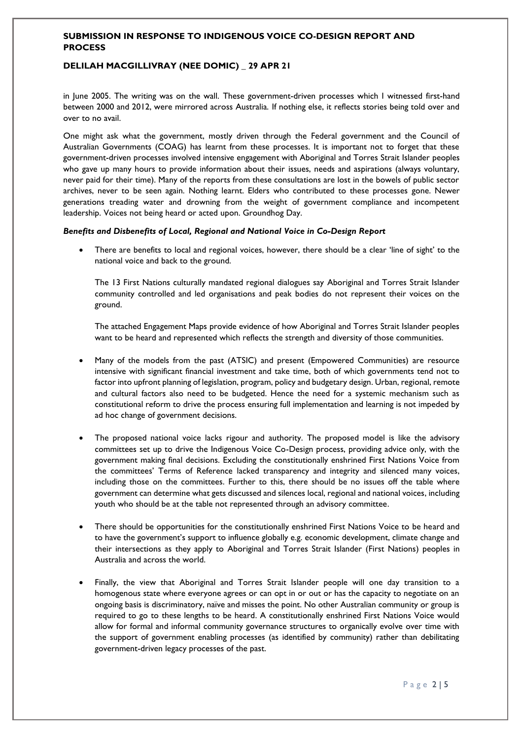in June 2005. The writing was on the wall. These government-driven processes which I witnessed first-hand between 2000 and 2012, were mirrored across Australia. If nothing else, it reflects stories being told over and over to no avail.

One might ask what the government, mostly driven through the Federal government and the Council of Australian Governments (COAG) has learnt from these processes. It is important not to forget that these government-driven processes involved intensive engagement with Aboriginal and Torres Strait Islander peoples who gave up many hours to provide information about their issues, needs and aspirations (always voluntary, never paid for their time). Many of the reports from these consultations are lost in the bowels of public sector archives, never to be seen again. Nothing learnt. Elders who contributed to these processes gone. Newer generations treading water and drowning from the weight of government compliance and incompetent leadership. Voices not being heard or acted upon. Groundhog Day.

***Benefits and Disbenefits of Local, Regional and National Voice in Co-Design Report***

- There are benefits to local and regional voices, however, there should be a clear 'line of sight' to the national voice and back to the ground.

  The 13 First Nations culturally mandated regional dialogues say Aboriginal and Torres Strait Islander community controlled and led organisations and peak bodies do not represent their voices on the ground.

  The attached Engagement Maps provide evidence of how Aboriginal and Torres Strait Islander peoples want to be heard and represented which reflects the strength and diversity of those communities.

- Many of the models from the past (ATSIC) and present (Empowered Communities) are resource intensive with significant financial investment and take time, both of which governments tend not to factor into upfront planning of legislation, program, policy and budgetary design. Urban, regional, remote and cultural factors also need to be budgeted. Hence the need for a systemic mechanism such as constitutional reform to drive the process ensuring full implementation and learning is not impeded by ad hoc change of government decisions.

- The proposed national voice lacks rigour and authority. The proposed model is like the advisory committees set up to drive the Indigenous Voice Co-Design process, providing advice only, with the government making final decisions. Excluding the constitutionally enshrined First Nations Voice from the committees' Terms of Reference lacked transparency and integrity and silenced many voices, including those on the committees. Further to this, there should be no issues off the table where government can determine what gets discussed and silences local, regional and national voices, including youth who should be at the table not represented through an advisory committee.

- There should be opportunities for the constitutionally enshrined First Nations Voice to be heard and to have the government's support to influence globally e.g. economic development, climate change and their intersections as they apply to Aboriginal and Torres Strait Islander (First Nations) peoples in Australia and across the world.

- Finally, the view that Aboriginal and Torres Strait Islander people will one day transition to a homogenous state where everyone agrees or can opt in or out or has the capacity to negotiate on an ongoing basis is discriminatory, naïve and misses the point. No other Australian community or group is required to go to these lengths to be heard. A constitutionally enshrined First Nations Voice would allow for formal and informal community governance structures to organically evolve over time with the support of government enabling processes (as identified by community) rather than debilitating government-driven legacy processes of the past.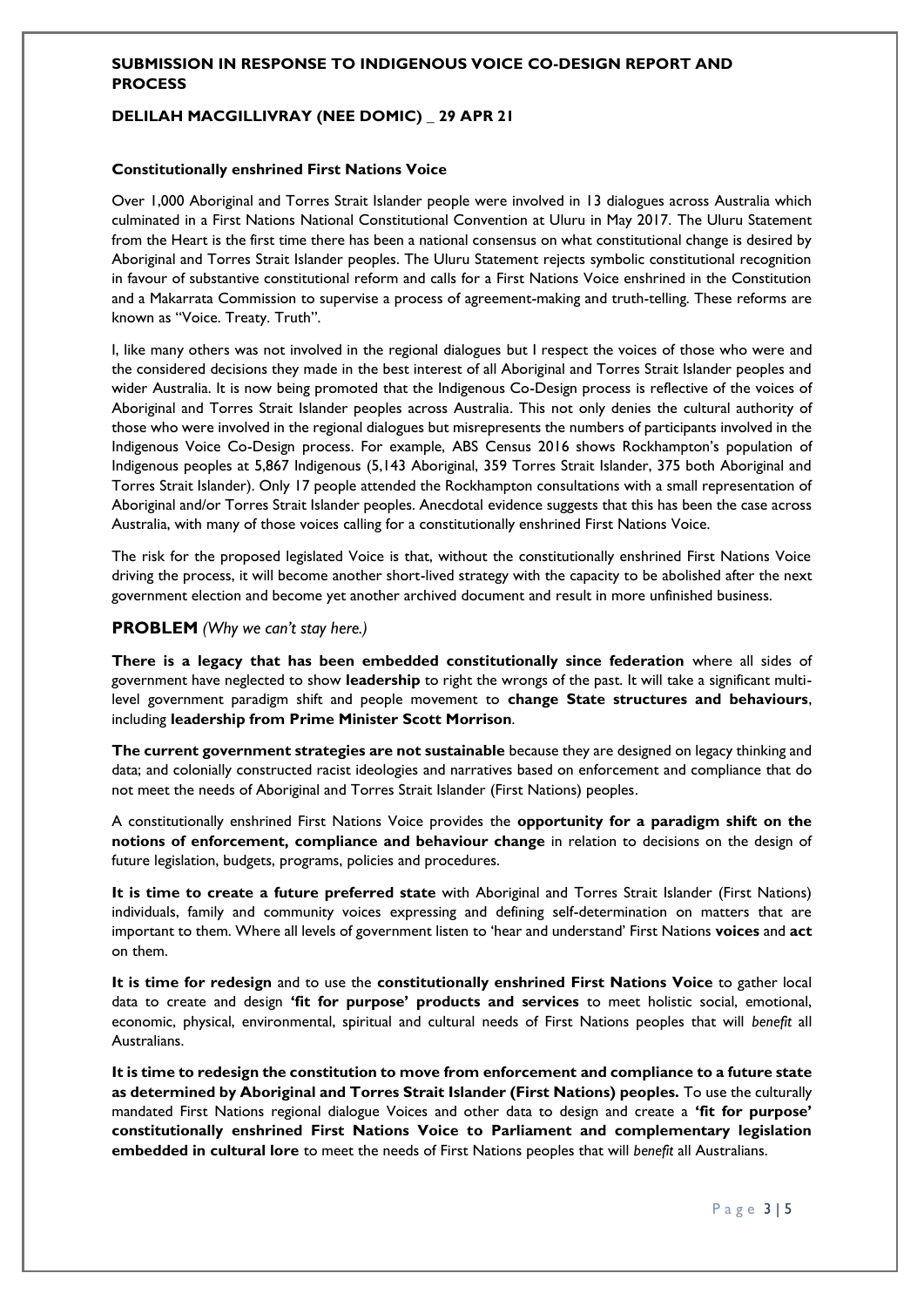# SUBMISSION IN RESPONSE TO INDIGENOUS VOICE CO-DESIGN REPORT AND PROCESS

## DELILAH MACGILLIVRAY (NEE DOMIC) _ 29 APR 21

### Constitutionally enshrined First Nations Voice

Over 1,000 Aboriginal and Torres Strait Islander people were involved in 13 dialogues across Australia which culminated in a First Nations National Constitutional Convention at Uluru in May 2017. The Uluru Statement from the Heart is the first time there has been a national consensus on what constitutional change is desired by Aboriginal and Torres Strait Islander peoples. The Uluru Statement rejects symbolic constitutional recognition in favour of substantive constitutional reform and calls for a First Nations Voice enshrined in the Constitution and a Makarrata Commission to supervise a process of agreement-making and truth-telling. These reforms are known as "Voice. Treaty. Truth".

I, like many others was not involved in the regional dialogues but I respect the voices of those who were and the considered decisions they made in the best interest of all Aboriginal and Torres Strait Islander peoples and wider Australia. It is now being promoted that the Indigenous Co-Design process is reflective of the voices of Aboriginal and Torres Strait Islander peoples across Australia. This not only denies the cultural authority of those who were involved in the regional dialogues but misrepresents the numbers of participants involved in the Indigenous Voice Co-Design process. For example, ABS Census 2016 shows Rockhampton's population of Indigenous peoples at 5,867 Indigenous (5,143 Aboriginal, 359 Torres Strait Islander, 375 both Aboriginal and Torres Strait Islander). Only 17 people attended the Rockhampton consultations with a small representation of Aboriginal and/or Torres Strait Islander peoples. Anecdotal evidence suggests that this has been the case across Australia, with many of those voices calling for a constitutionally enshrined First Nations Voice.

The risk for the proposed legislated Voice is that, without the constitutionally enshrined First Nations Voice driving the process, it will become another short-lived strategy with the capacity to be abolished after the next government election and become yet another archived document and result in more unfinished business.

### PROBLEM *(Why we can't stay here.)*

**There is a legacy that has been embedded constitutionally since federation** where all sides of government have neglected to show **leadership** to right the wrongs of the past. It will take a significant multi-level government paradigm shift and people movement to **change State structures and behaviours**, including **leadership from Prime Minister Scott Morrison**.

**The current government strategies are not sustainable** because they are designed on legacy thinking and data; and colonially constructed racist ideologies and narratives based on enforcement and compliance that do not meet the needs of Aboriginal and Torres Strait Islander (First Nations) peoples.

A constitutionally enshrined First Nations Voice provides the **opportunity for a paradigm shift on the notions of enforcement, compliance and behaviour change** in relation to decisions on the design of future legislation, budgets, programs, policies and procedures.

**It is time to create a future preferred state** with Aboriginal and Torres Strait Islander (First Nations) individuals, family and community voices expressing and defining self-determination on matters that are important to them. Where all levels of government listen to 'hear and understand' First Nations **voices** and **act** on them.

**It is time for redesign** and to use the **constitutionally enshrined First Nations Voice** to gather local data to create and design **'fit for purpose' products and services** to meet holistic social, emotional, economic, physical, environmental, spiritual and cultural needs of First Nations peoples that will *benefit* all Australians.

**It is time to redesign the constitution to move from enforcement and compliance to a future state as determined by Aboriginal and Torres Strait Islander (First Nations) peoples.** To use the culturally mandated First Nations regional dialogue Voices and other data to design and create a **'fit for purpose' constitutionally enshrined First Nations Voice to Parliament and complementary legislation embedded in cultural lore** to meet the needs of First Nations peoples that will *benefit* all Australians.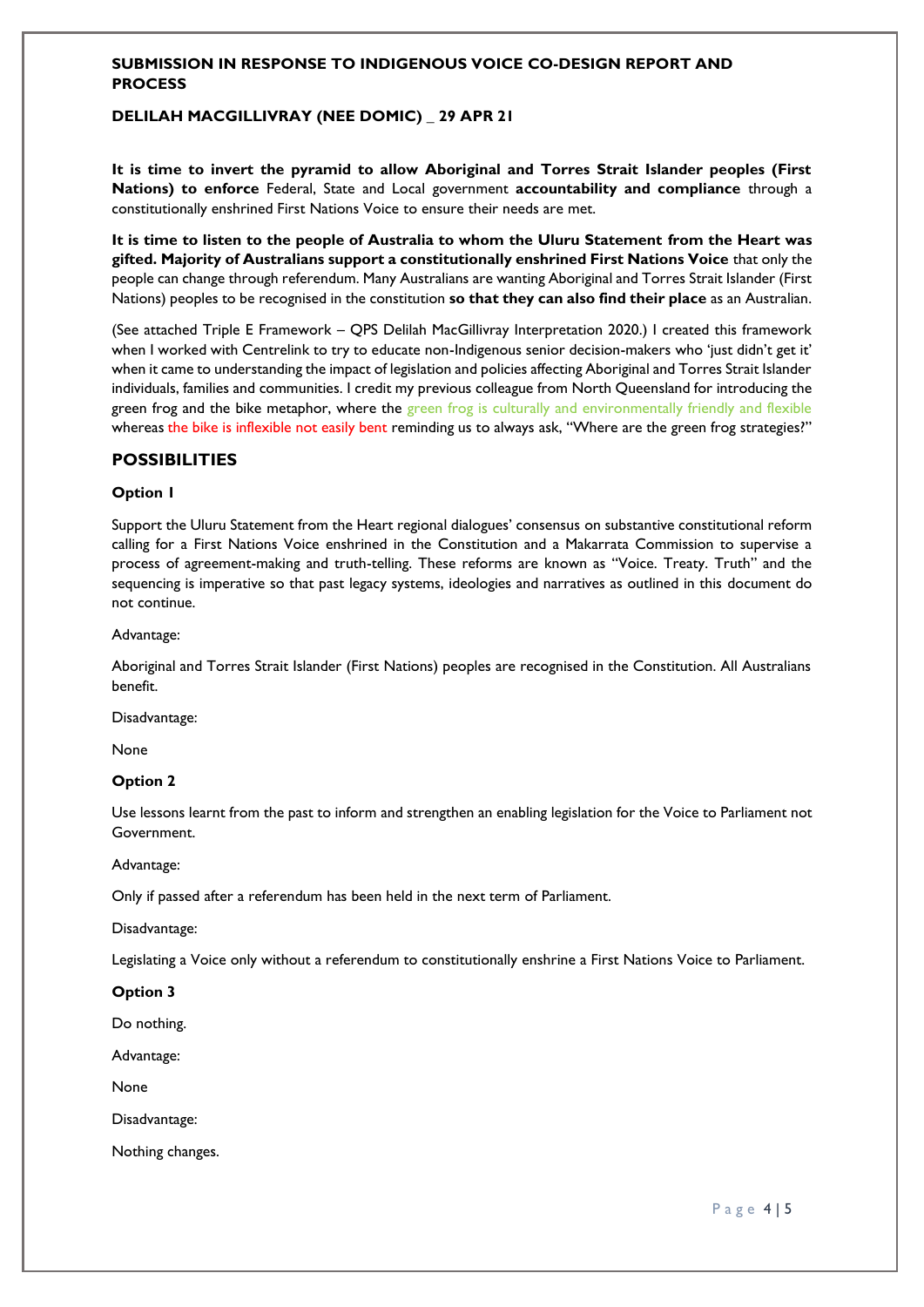**SUBMISSION IN RESPONSE TO INDIGENOUS VOICE CO-DESIGN REPORT AND PROCESS**

**DELILAH MACGILLIVRAY (NEE DOMIC) _ 29 APR 21**

**It is time to invert the pyramid to allow Aboriginal and Torres Strait Islander peoples (First Nations) to enforce** Federal, State and Local government **accountability and compliance** through a constitutionally enshrined First Nations Voice to ensure their needs are met.

**It is time to listen to the people of Australia to whom the Uluru Statement from the Heart was gifted. Majority of Australians support a constitutionally enshrined First Nations Voice** that only the people can change through referendum. Many Australians are wanting Aboriginal and Torres Strait Islander (First Nations) peoples to be recognised in the constitution **so that they can also find their place** as an Australian.

(See attached Triple E Framework – QPS Delilah MacGillivray Interpretation 2020.) I created this framework when I worked with Centrelink to try to educate non-Indigenous senior decision-makers who 'just didn't get it' when it came to understanding the impact of legislation and policies affecting Aboriginal and Torres Strait Islander individuals, families and communities. I credit my previous colleague from North Queensland for introducing the green frog and the bike metaphor, where the green frog is culturally and environmentally friendly and flexible whereas the bike is inflexible not easily bent reminding us to always ask, "Where are the green frog strategies?"

## POSSIBILITIES

**Option 1**

Support the Uluru Statement from the Heart regional dialogues' consensus on substantive constitutional reform calling for a First Nations Voice enshrined in the Constitution and a Makarrata Commission to supervise a process of agreement-making and truth-telling. These reforms are known as "Voice. Treaty. Truth" and the sequencing is imperative so that past legacy systems, ideologies and narratives as outlined in this document do not continue.

Advantage:

Aboriginal and Torres Strait Islander (First Nations) peoples are recognised in the Constitution. All Australians benefit.

Disadvantage:

None

**Option 2**

Use lessons learnt from the past to inform and strengthen an enabling legislation for the Voice to Parliament not Government.

Advantage:

Only if passed after a referendum has been held in the next term of Parliament.

Disadvantage:

Legislating a Voice only without a referendum to constitutionally enshrine a First Nations Voice to Parliament.

**Option 3**

Do nothing.

Advantage:

None

Disadvantage:

Nothing changes.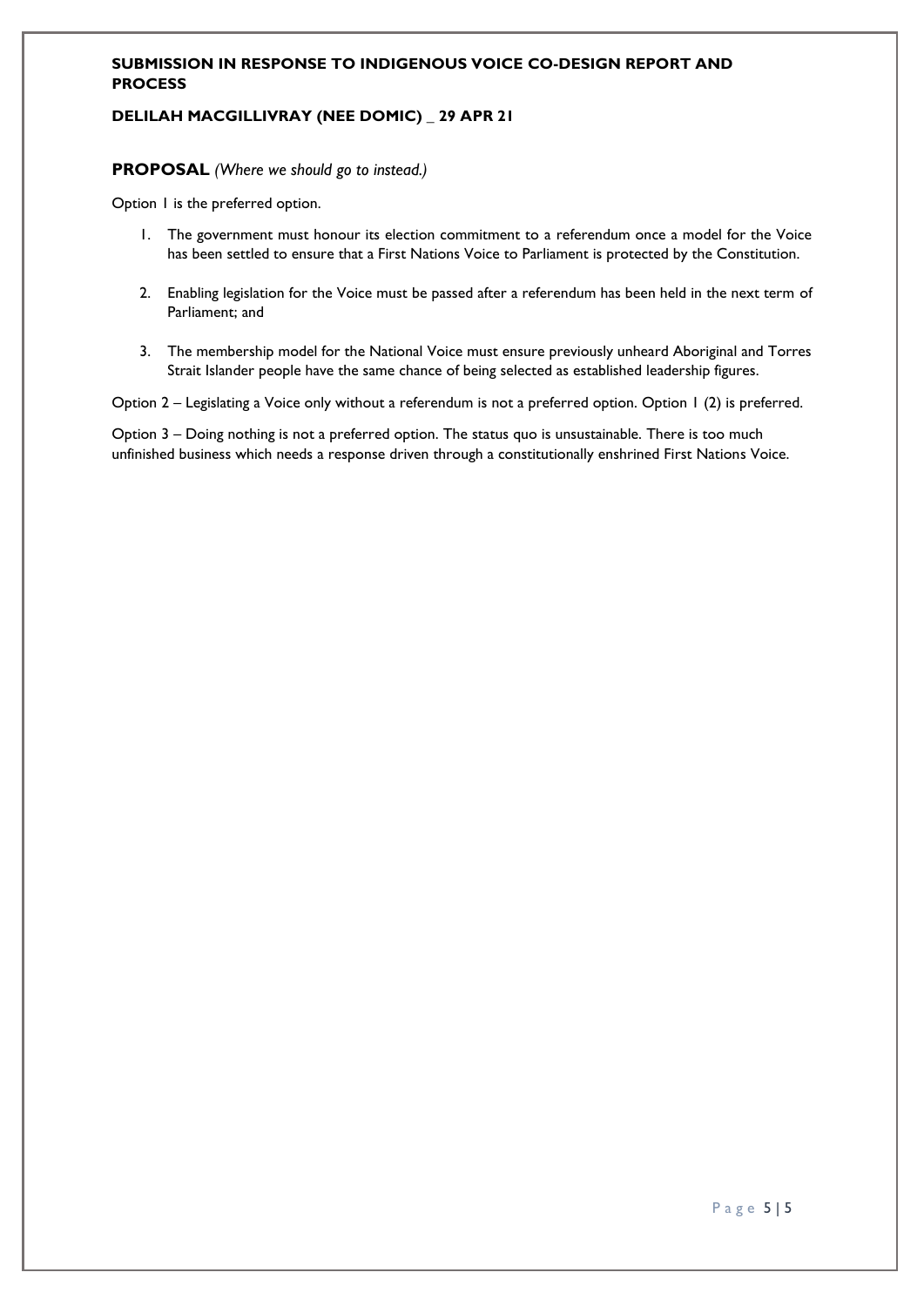## **PROPOSAL** *(Where we should go to instead.)*

Option 1 is the preferred option.

1. The government must honour its election commitment to a referendum once a model for the Voice has been settled to ensure that a First Nations Voice to Parliament is protected by the Constitution.

2. Enabling legislation for the Voice must be passed after a referendum has been held in the next term of Parliament; and

3. The membership model for the National Voice must ensure previously unheard Aboriginal and Torres Strait Islander people have the same chance of being selected as established leadership figures.

Option 2 – Legislating a Voice only without a referendum is not a preferred option. Option 1 (2) is preferred.

Option 3 – Doing nothing is not a preferred option. The status quo is unsustainable. There is too much unfinished business which needs a response driven through a constitutionally enshrined First Nations Voice.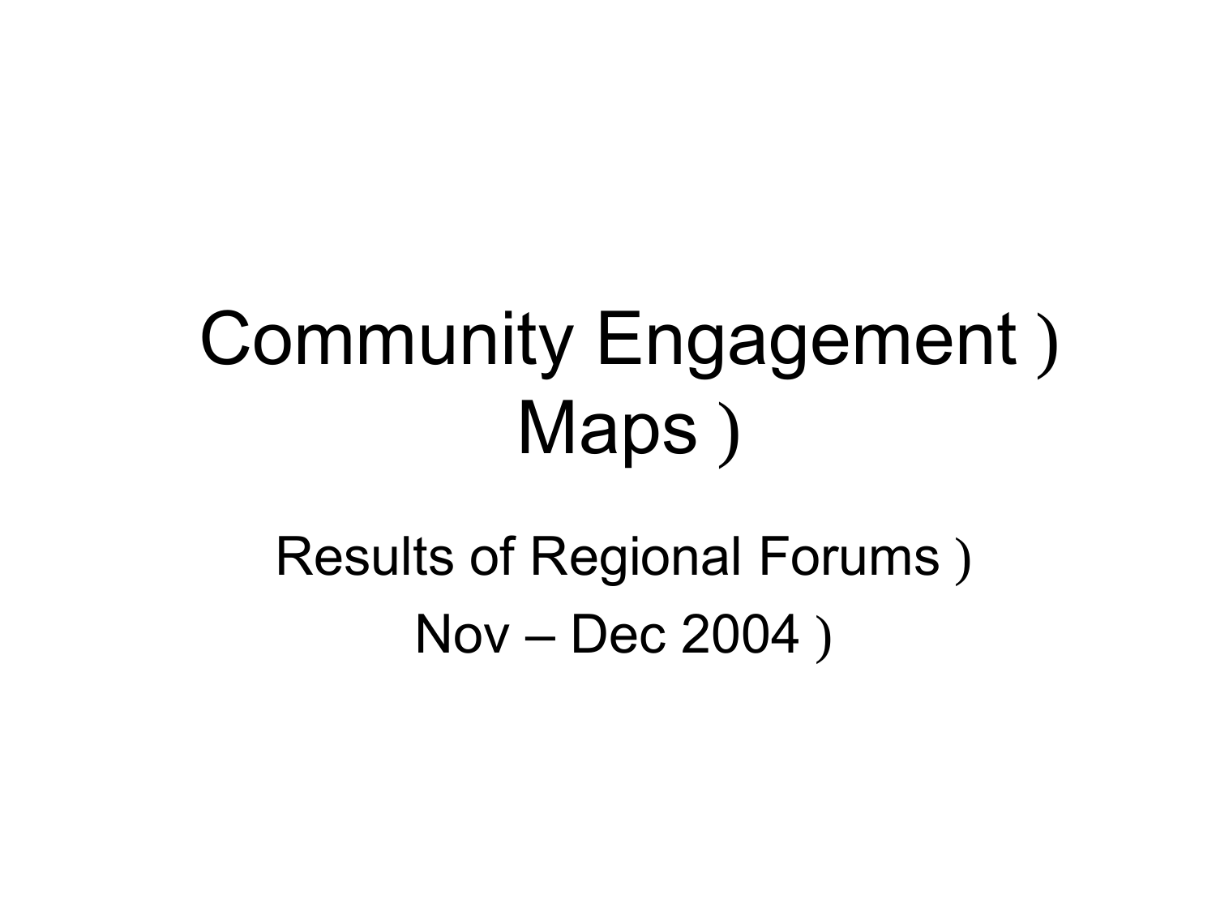# Community Engagement ) Maps )

Results of Regional Forums )

Nov – Dec 2004 )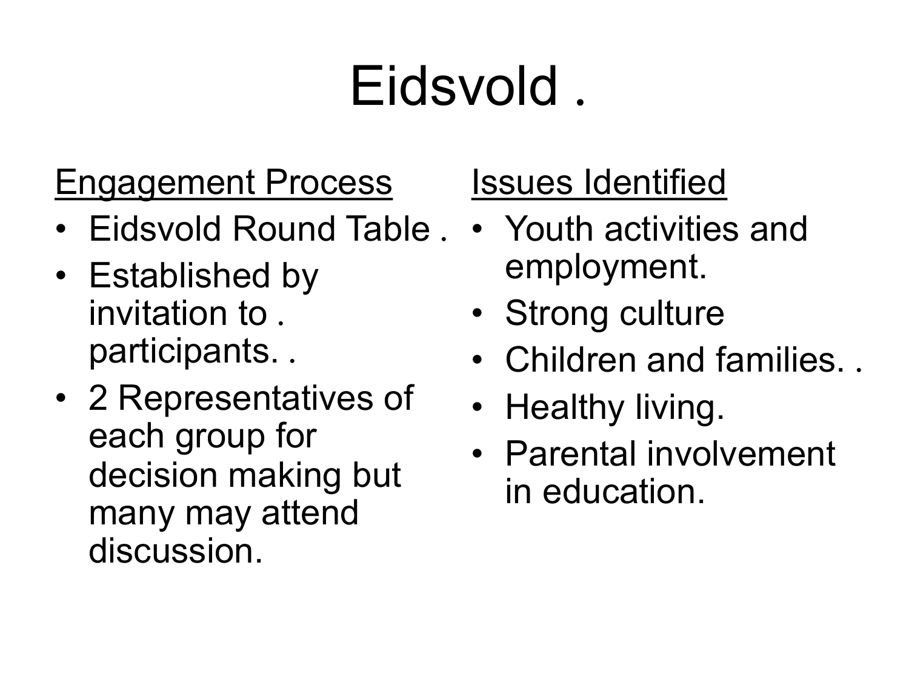# Eidsvold .

Engagement Process

- Eidsvold Round Table .
- Established by invitation to . participants. .
- 2 Representatives of each group for decision making but many may attend discussion.

Issues Identified

- Youth activities and employment.
- Strong culture
- Children and families. .
- Healthy living.
- Parental involvement in education.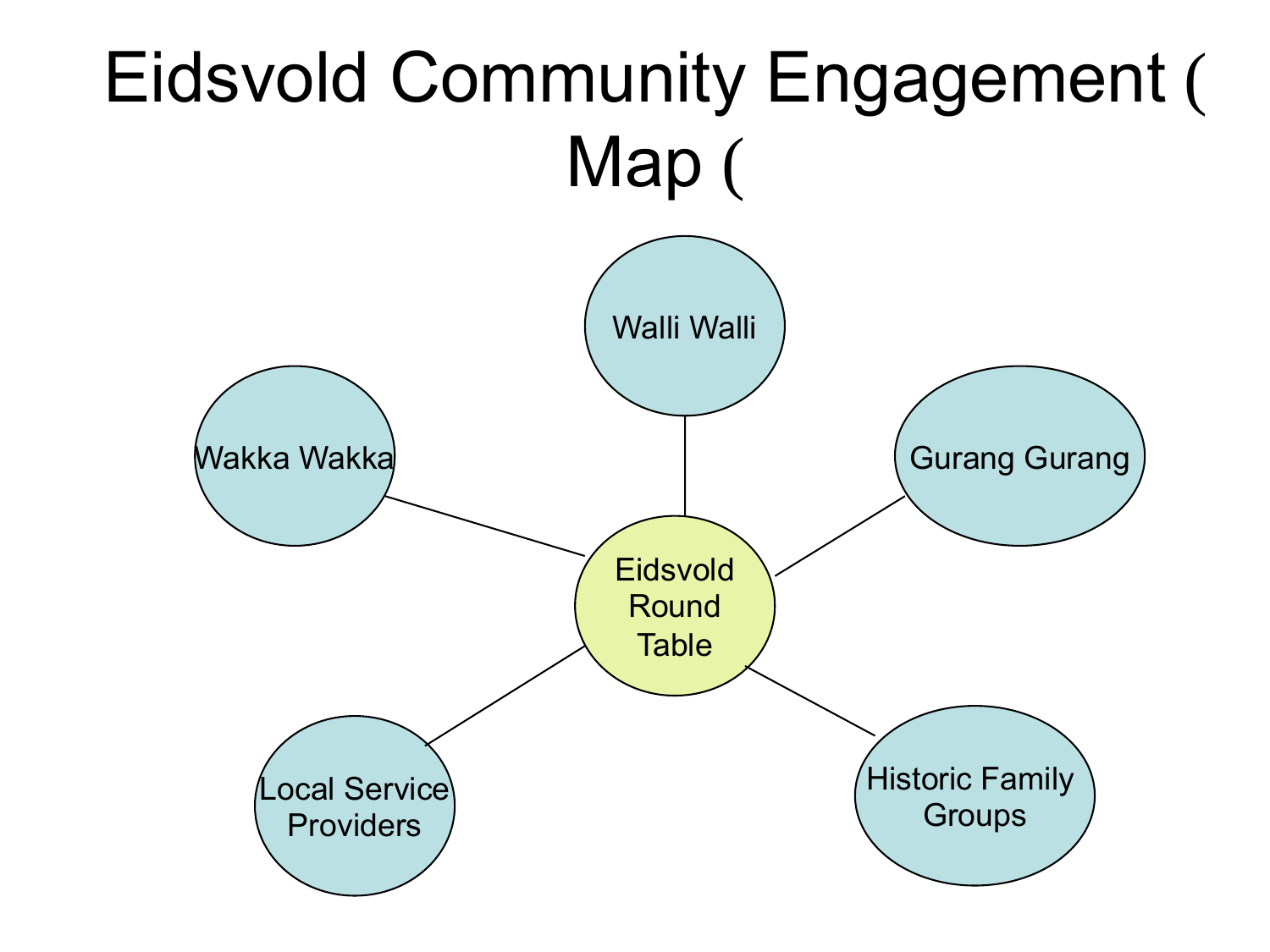# Eidsvold Community Engagement ( Map (

- Eidsvold Round Table
  - Walli Walli
  - Gurang Gurang
  - Historic Family Groups
  - Local Service Providers
  - Wakka Wakka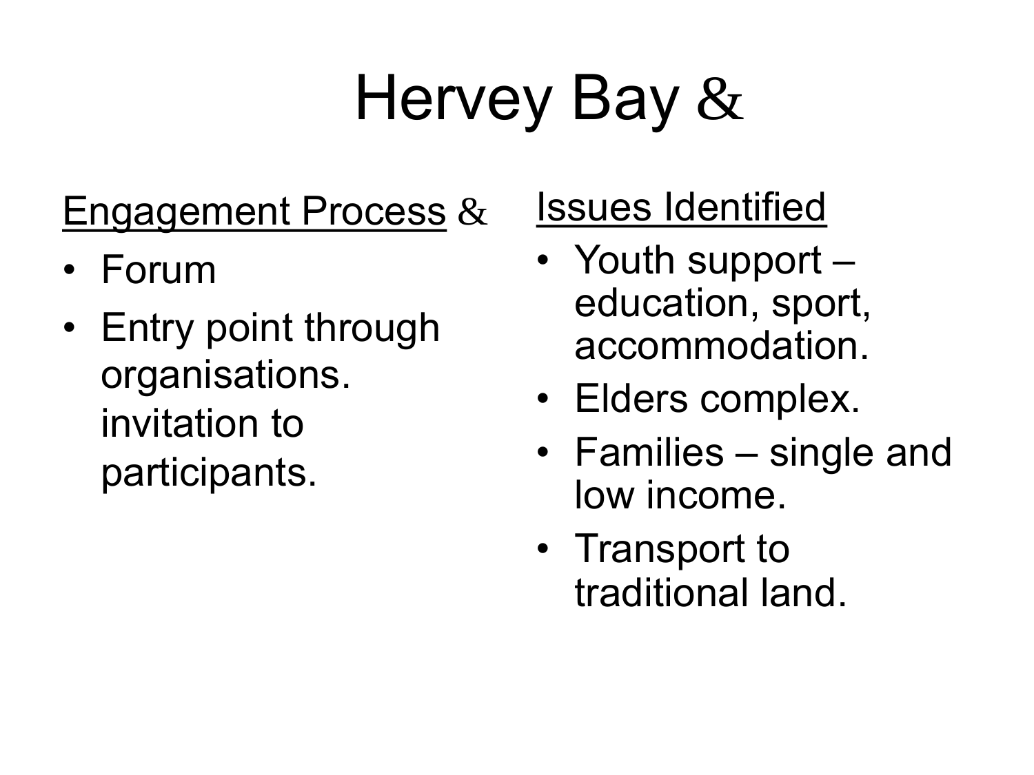# Hervey Bay &

Engagement Process &

- Forum
- Entry point through organisations. invitation to participants.

Issues Identified

- Youth support – education, sport, accommodation.
- Elders complex.
- Families – single and low income.
- Transport to traditional land.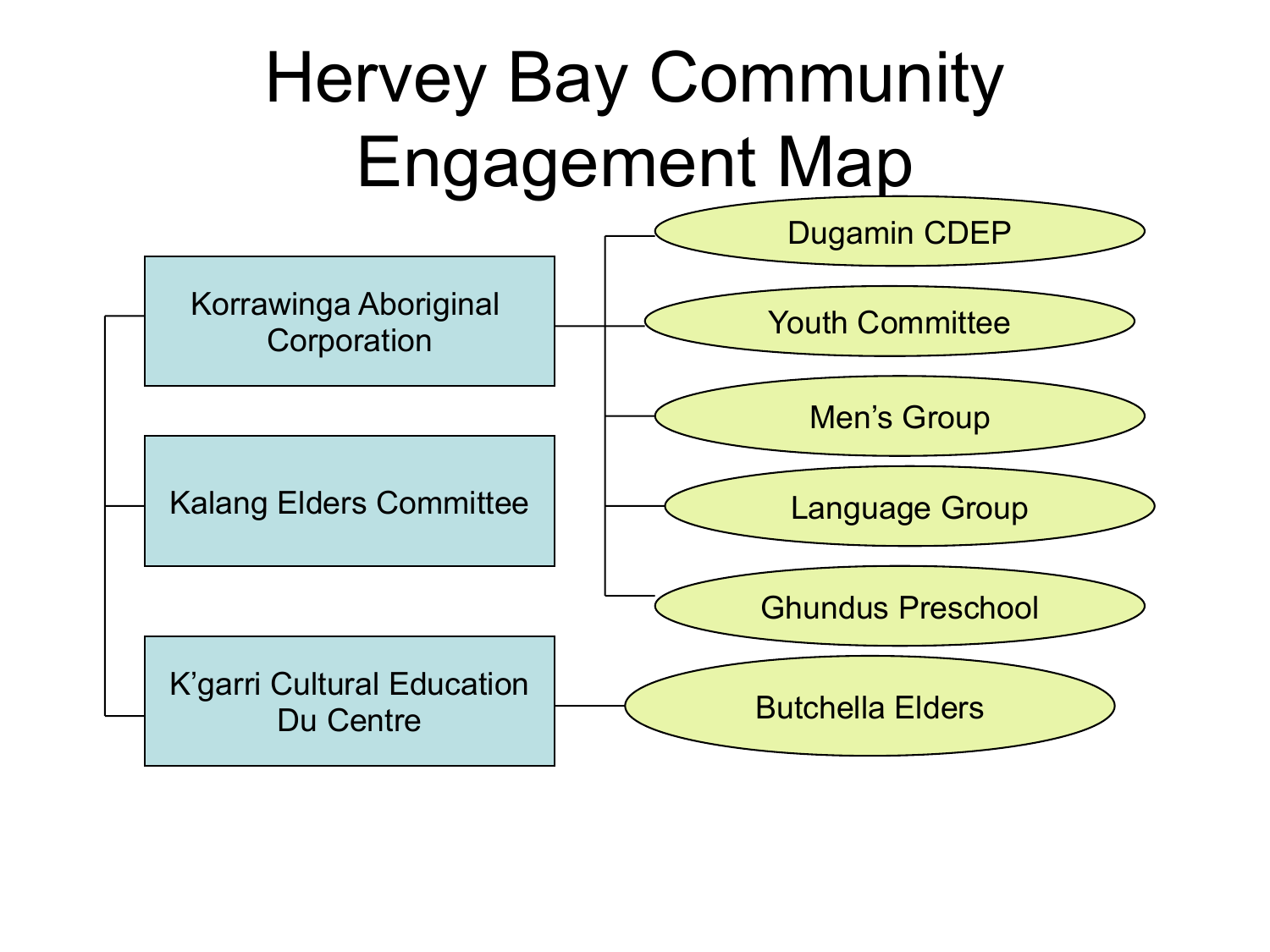# Hervey Bay Community Engagement Map

- Korrawinga Aboriginal Corporation
  - Dugamin CDEP
  - Youth Committee
  - Men's Group
  - Language Group
  - Ghundus Preschool
- Kalang Elders Committee
- K'garri Cultural Education Du Centre
  - Butchella Elders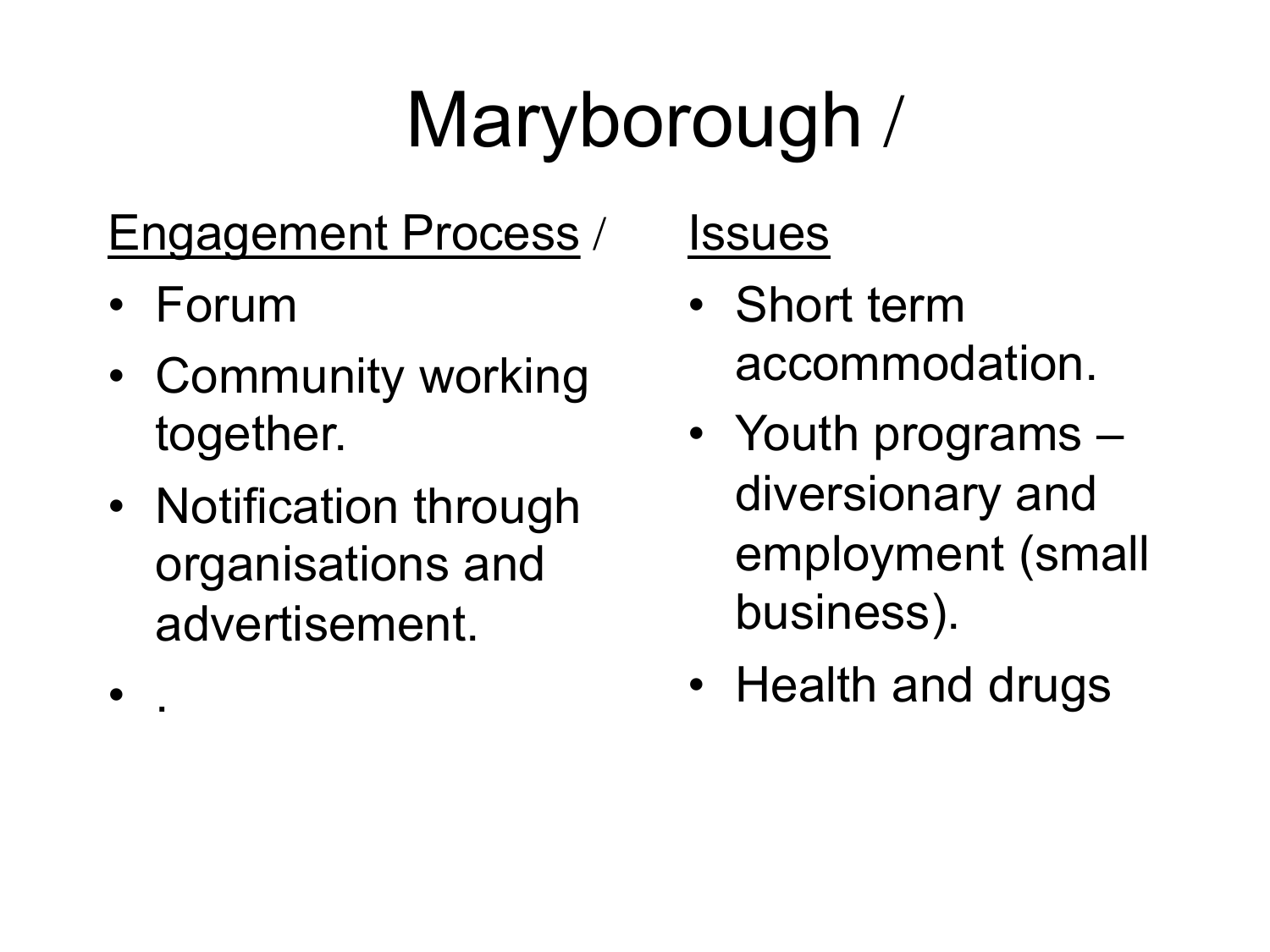# Maryborough /

Engagement Process /

- Forum
- Community working together.
- Notification through organisations and advertisement.
- .

Issues

- Short term accommodation.
- Youth programs – diversionary and employment (small business).
- Health and drugs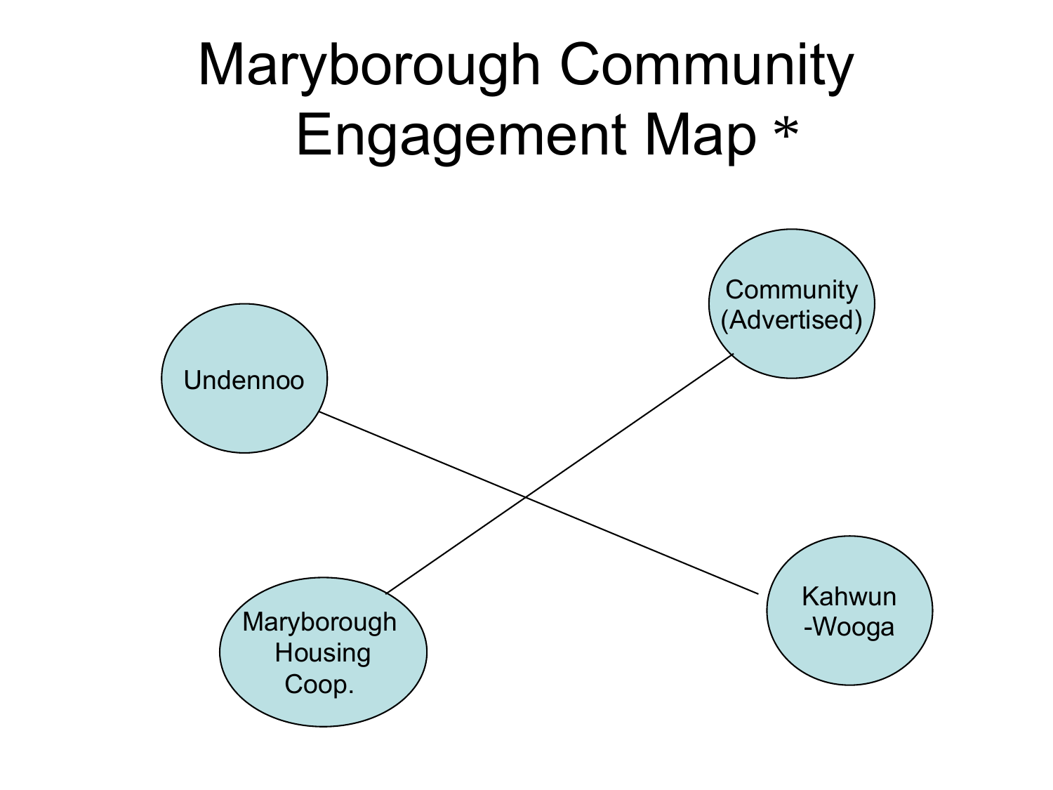# Maryborough Community Engagement Map *

Undennoo

Community (Advertised)

Maryborough Housing Coop.

Kahwun -Wooga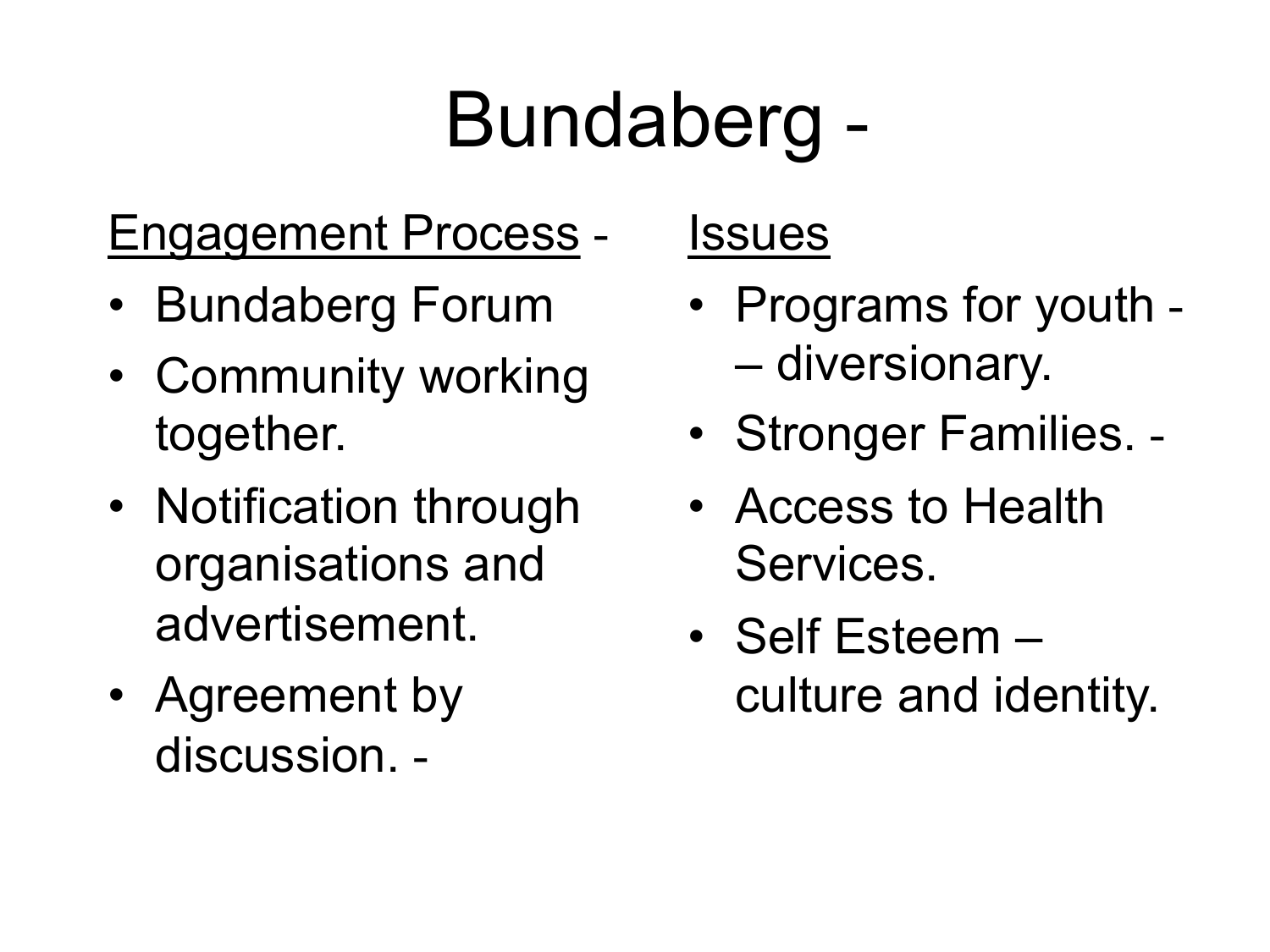# Bundaberg -

<u>Engagement Process</u> -

- Bundaberg Forum
- Community working together.
- Notification through organisations and advertisement.
- Agreement by discussion. -

<u>Issues</u>

- Programs for youth - – diversionary.
- Stronger Families. -
- Access to Health Services.
- Self Esteem – culture and identity.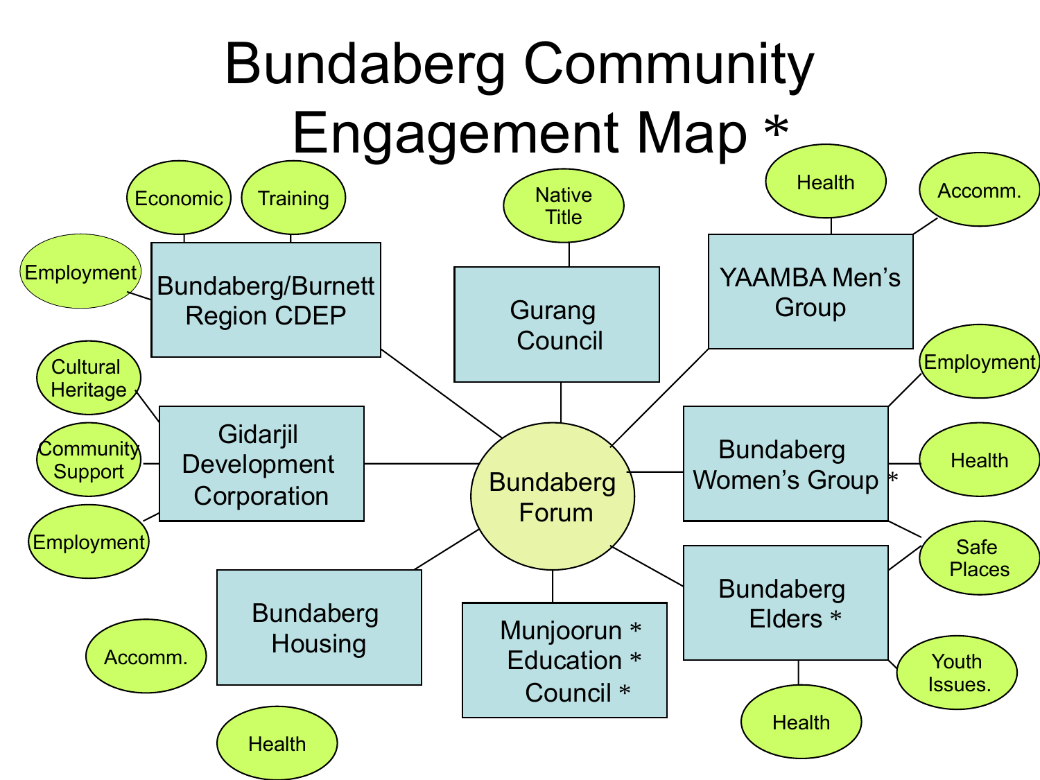# Bundaberg Community Engagement Map *

- **Bundaberg Forum**
  - Bundaberg/Burnett Region CDEP
    - Economic
    - Training
    - Employment
  - Gurang Council
    - Native Title
  - YAAMBA Men's Group
    - Health
    - Accomm.
  - Gidarjil Development Corporation
    - Cultural Heritage
    - Community Support
    - Employment
  - Bundaberg Women's Group *
    - Employment
    - Health
    - Safe Places
  - Bundaberg Housing
    - Accomm.
    - Health
  - Munjoorun * Education * Council *
  - Bundaberg Elders *
    - Safe Places
    - Youth Issues.
    - Health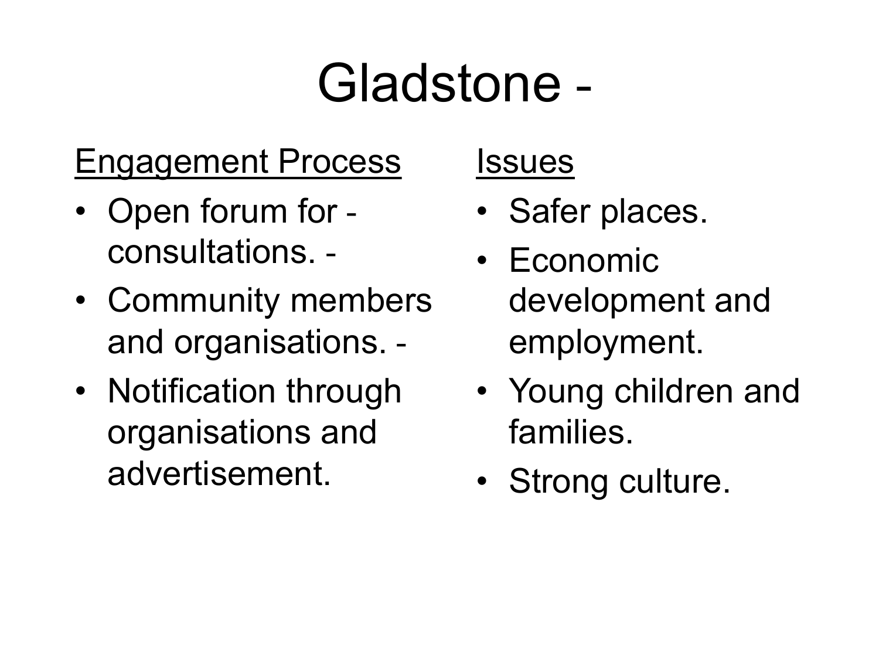# Gladstone -

## Engagement Process

- Open forum for - consultations. -
- Community members and organisations. -
- Notification through organisations and advertisement.

## Issues

- Safer places.
- Economic development and employment.
- Young children and families.
- Strong culture.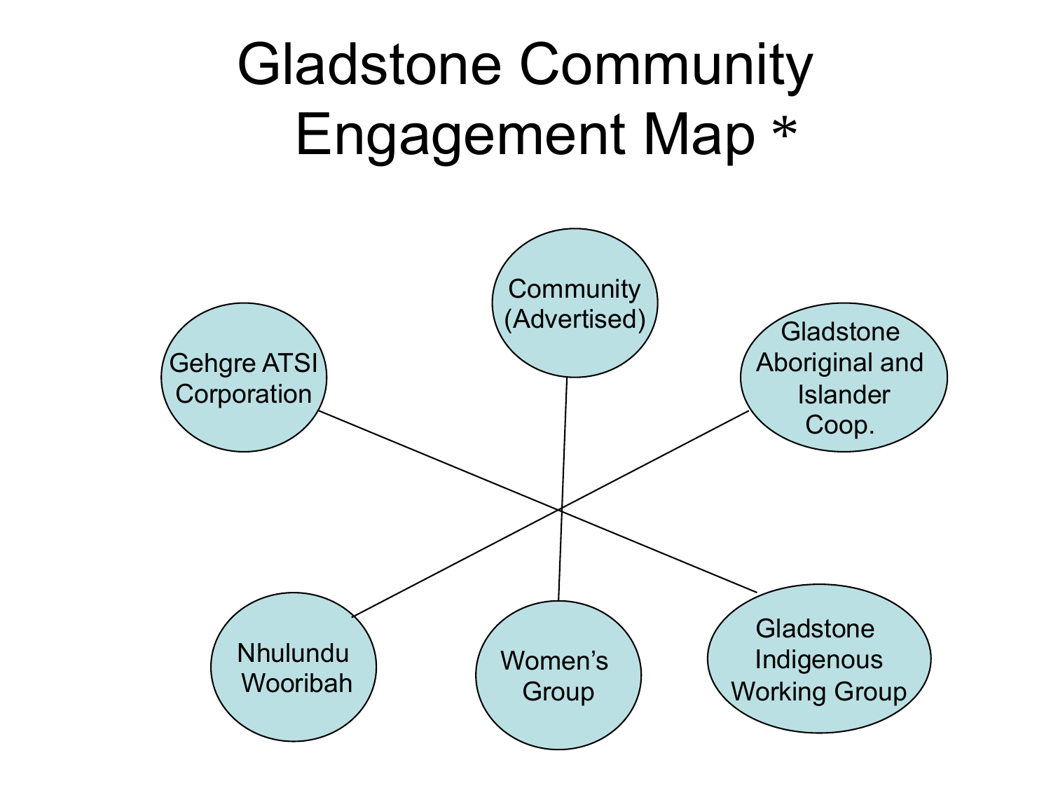# Gladstone Community Engagement Map *

- Community (Advertised)
- Gehgre ATSI Corporation
- Gladstone Aboriginal and Islander Coop.
- Nhulundu Wooribah
- Women's Group
- Gladstone Indigenous Working Group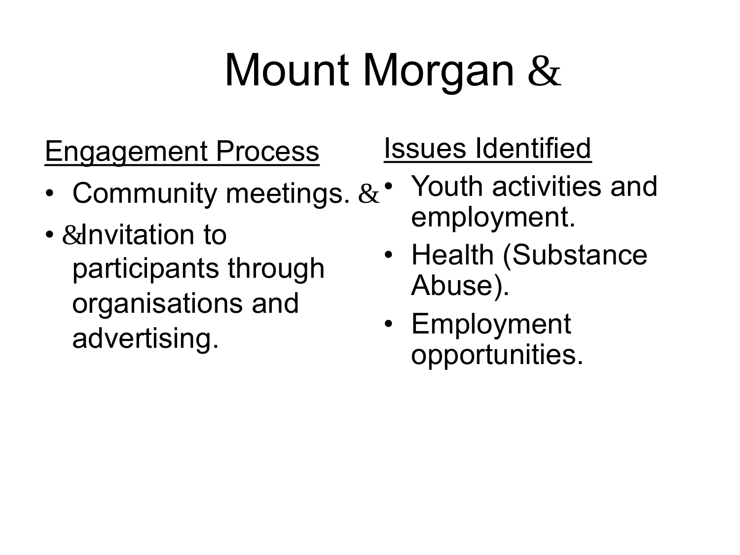# Mount Morgan &

Engagement Process

- Community meetings. &
- &Invitation to participants through organisations and advertising.

Issues Identified

- Youth activities and employment.
- Health (Substance Abuse).
- Employment opportunities.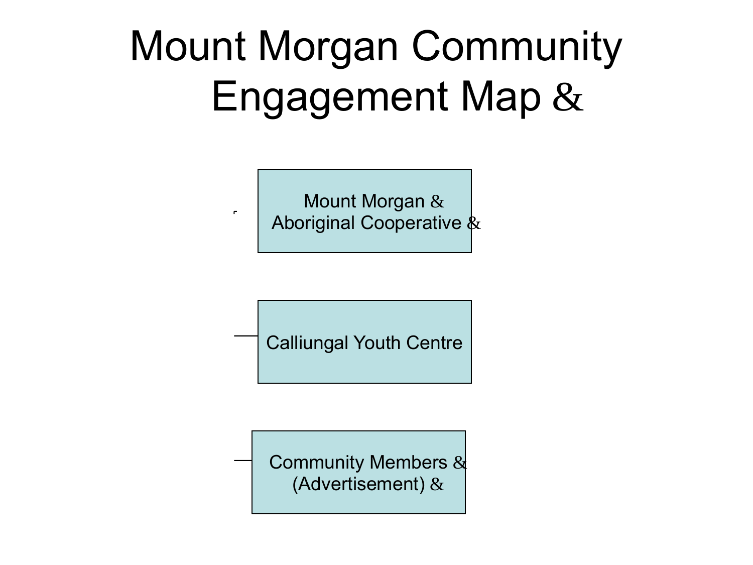# Mount Morgan Community Engagement Map &

Mount Morgan & Aboriginal Cooperative &

Calliungal Youth Centre

Community Members & (Advertisement) &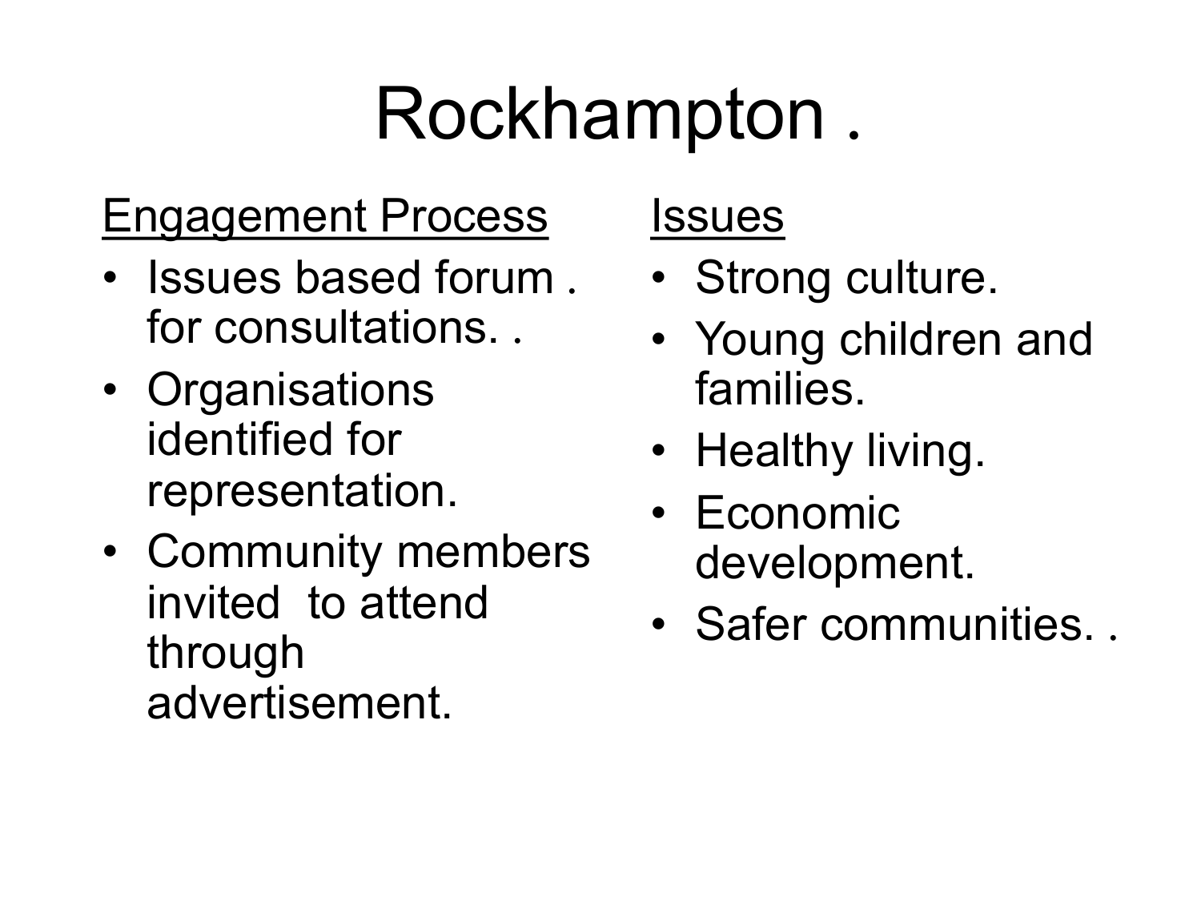# Rockhampton .

<u>Engagement Process</u>

- Issues based forum . for consultations. .
- Organisations identified for representation.
- Community members invited  to attend through advertisement.

<u>Issues</u>

- Strong culture.
- Young children and families.
- Healthy living.
- Economic development.
- Safer communities. .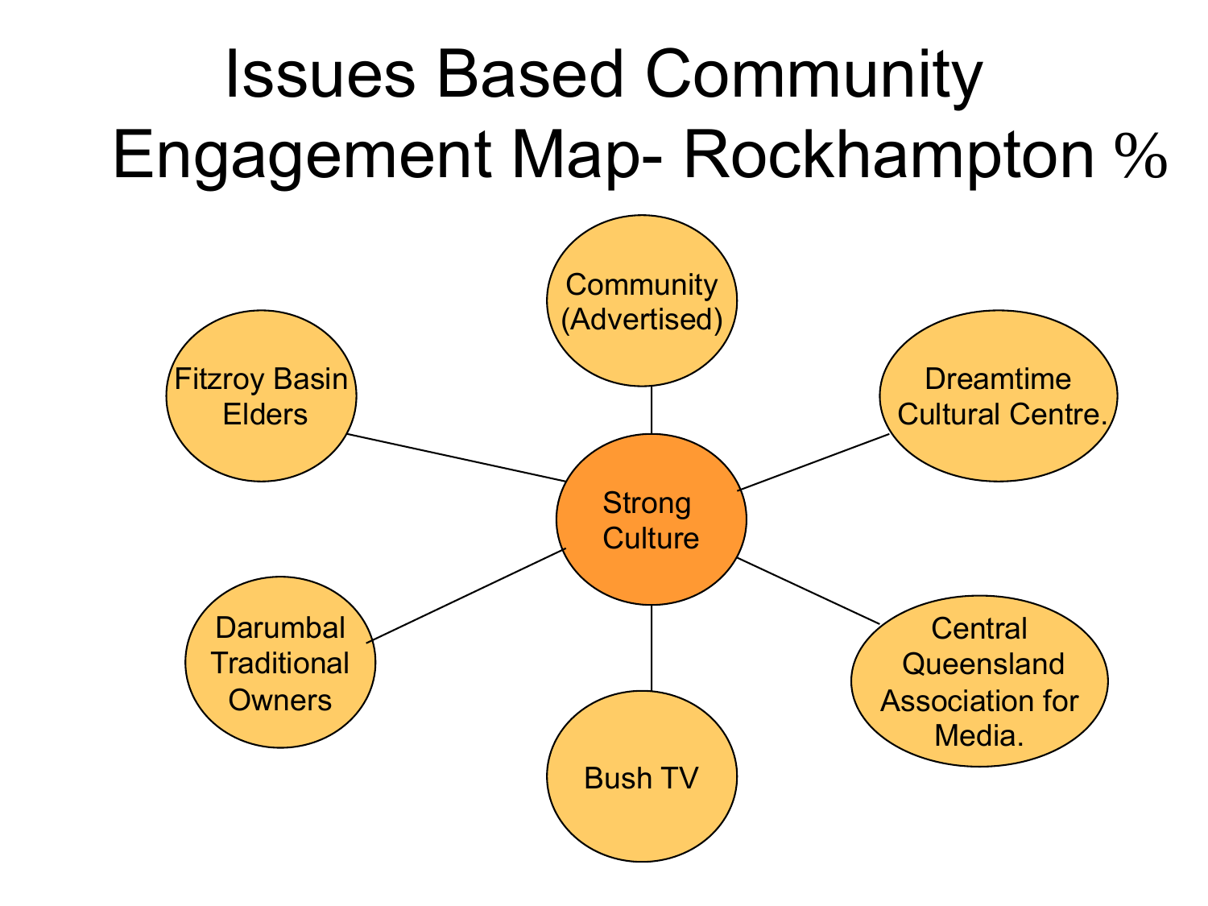# Issues Based Community Engagement Map- Rockhampton %

Strong Culture

- Community (Advertised)
- Dreamtime Cultural Centre.
- Central Queensland Association for Media.
- Bush TV
- Darumbal Traditional Owners
- Fitzroy Basin Elders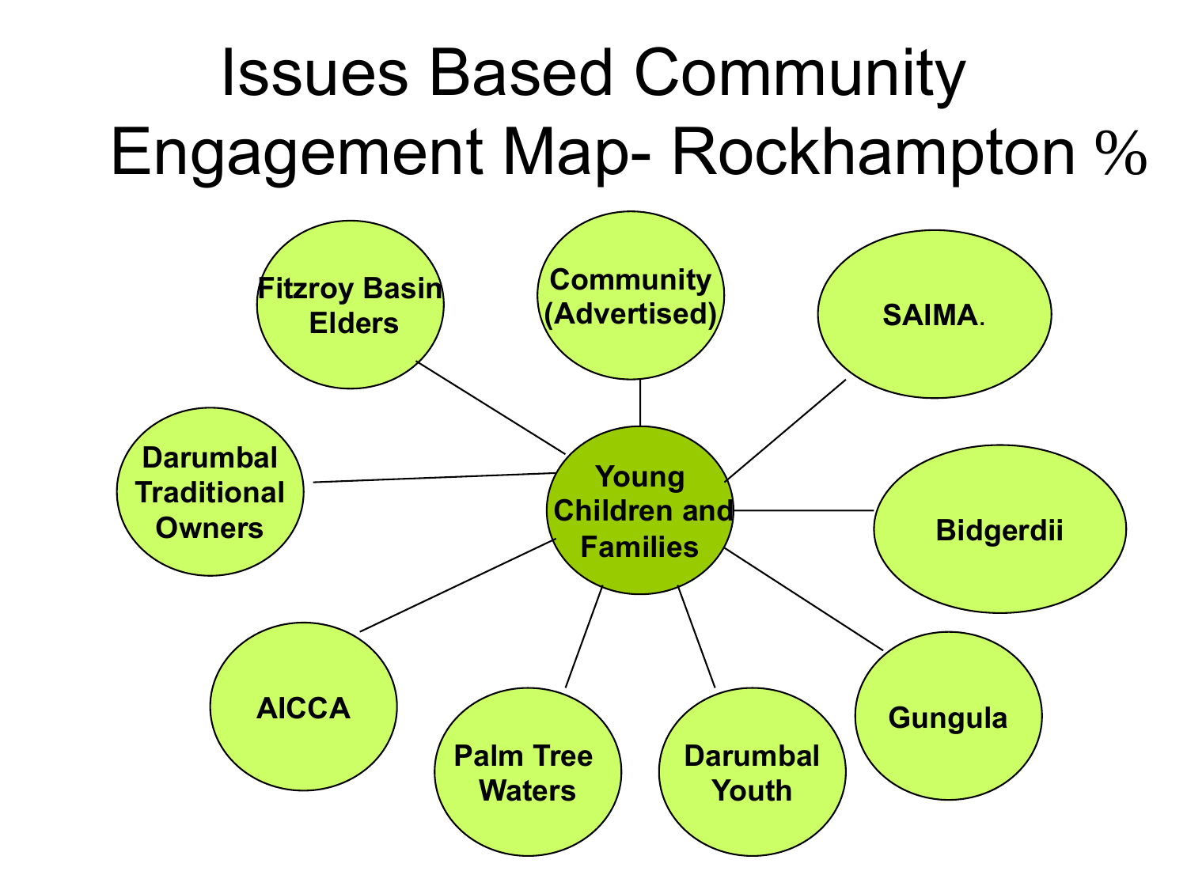# Issues Based Community Engagement Map- Rockhampton %

- **Young Children and Families**
  - **Fitzroy Basin Elders**
  - **Community (Advertised)**
  - **SAIMA.**
  - **Bidgerdii**
  - **Gungula**
  - **Darumbal Youth**
  - **Palm Tree Waters**
  - **AICCA**
  - **Darumbal Traditional Owners**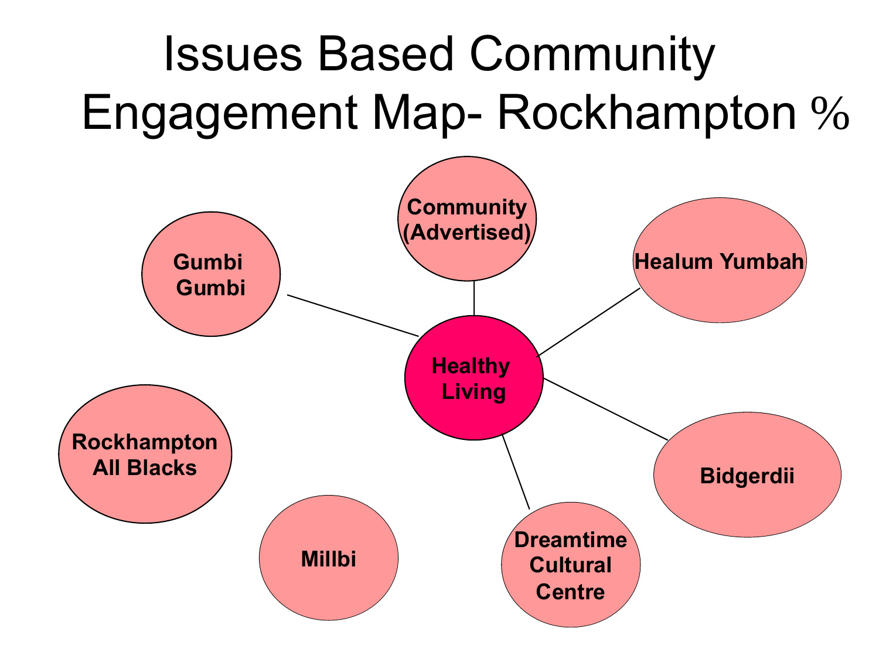# Issues Based Community Engagement Map- Rockhampton %

- **Healthy Living**
  - Community (Advertised)
  - Healum Yumbah
  - Bidgerdii
  - Dreamtime Cultural Centre
  - Gumbi Gumbi

**Rockhampton All Blacks**

**Millbi**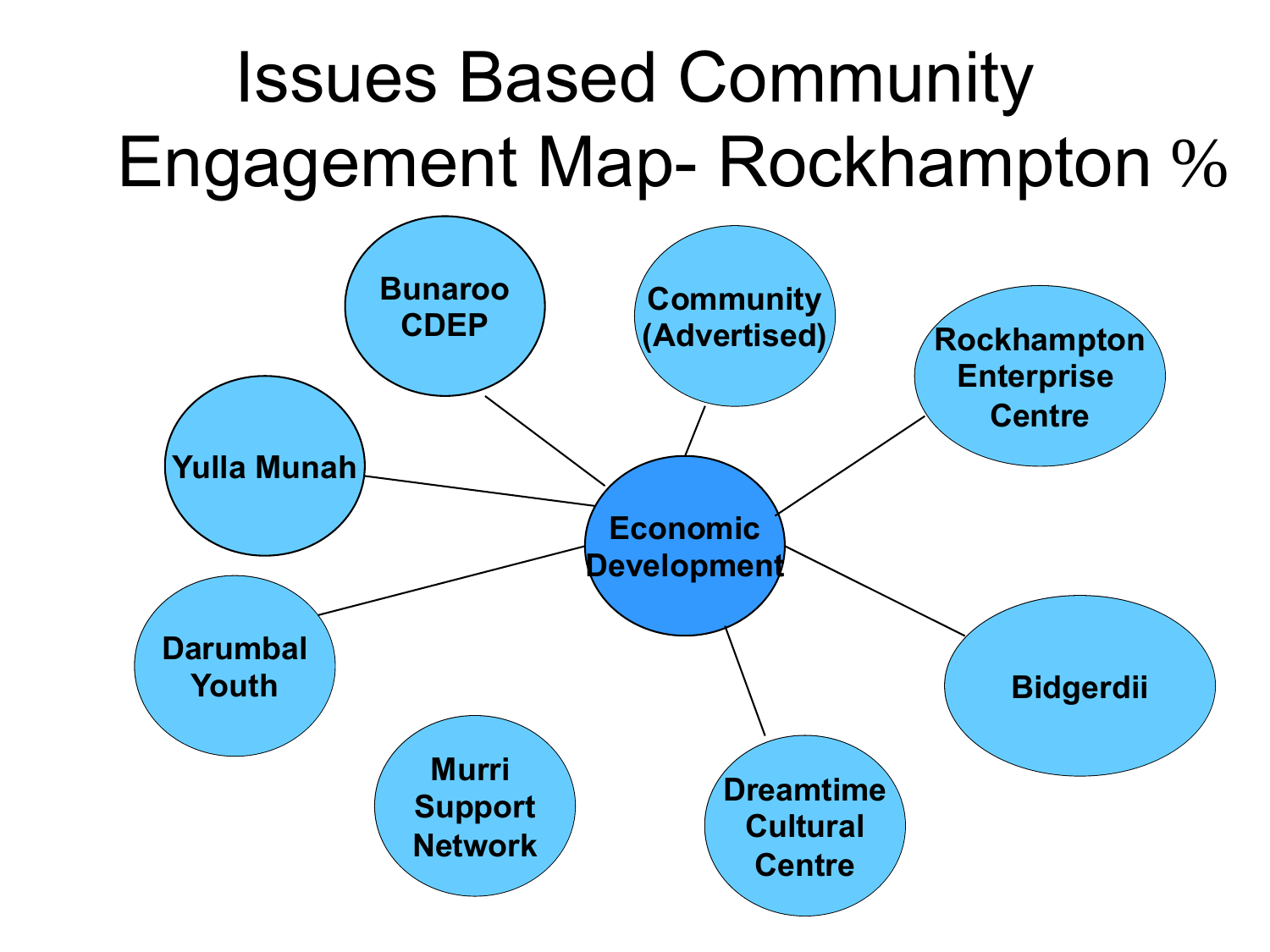# Issues Based Community Engagement Map- Rockhampton %

- Economic Development
  - Bunaroo CDEP
  - Community (Advertised)
  - Rockhampton Enterprise Centre
  - Yulla Munah
  - Darumbal Youth
  - Bidgerdii
  - Dreamtime Cultural Centre

- Murri Support Network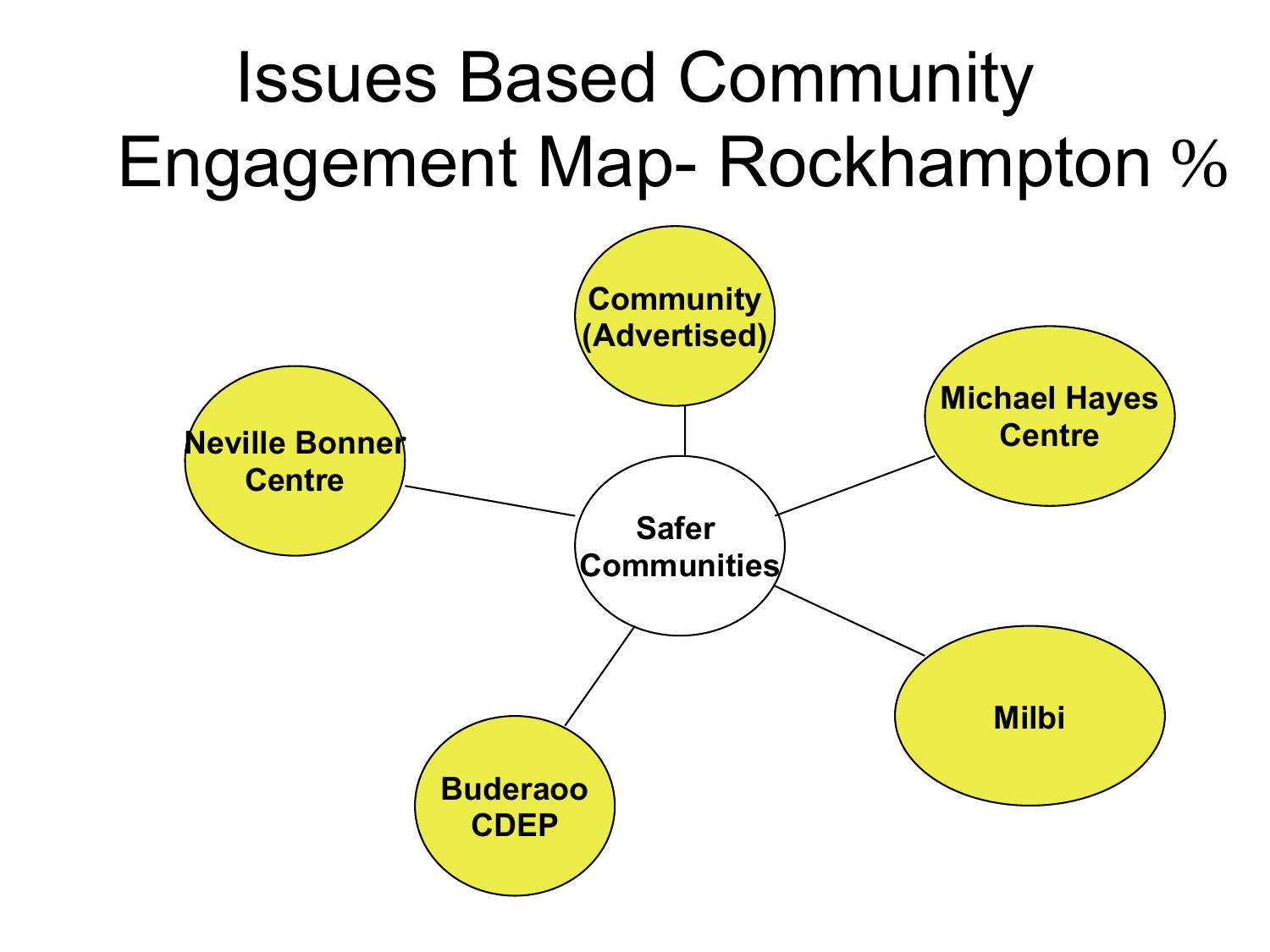# Issues Based Community Engagement Map- Rockhampton %

**Safer Communities**

- **Community (Advertised)**
- **Michael Hayes Centre**
- **Milbi**
- **Buderaoo CDEP**
- **Neville Bonner Centre**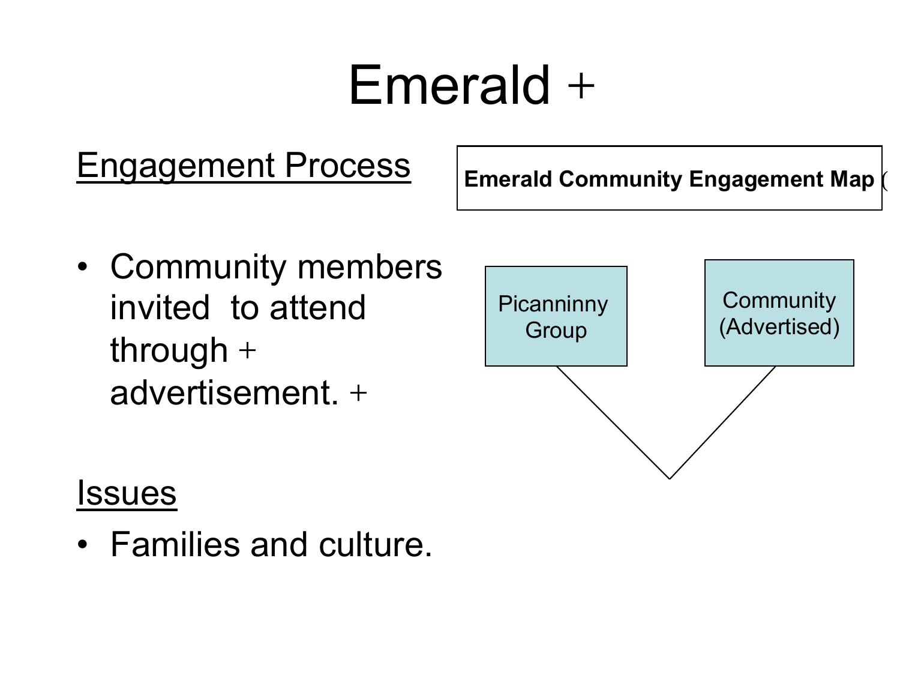# Emerald +

<u>Engagement Process</u>

- Community members invited to attend through + advertisement. +

<u>Issues</u>

- Families and culture.

**Emerald Community Engagement Map** (

Picanninny Group

Community (Advertised)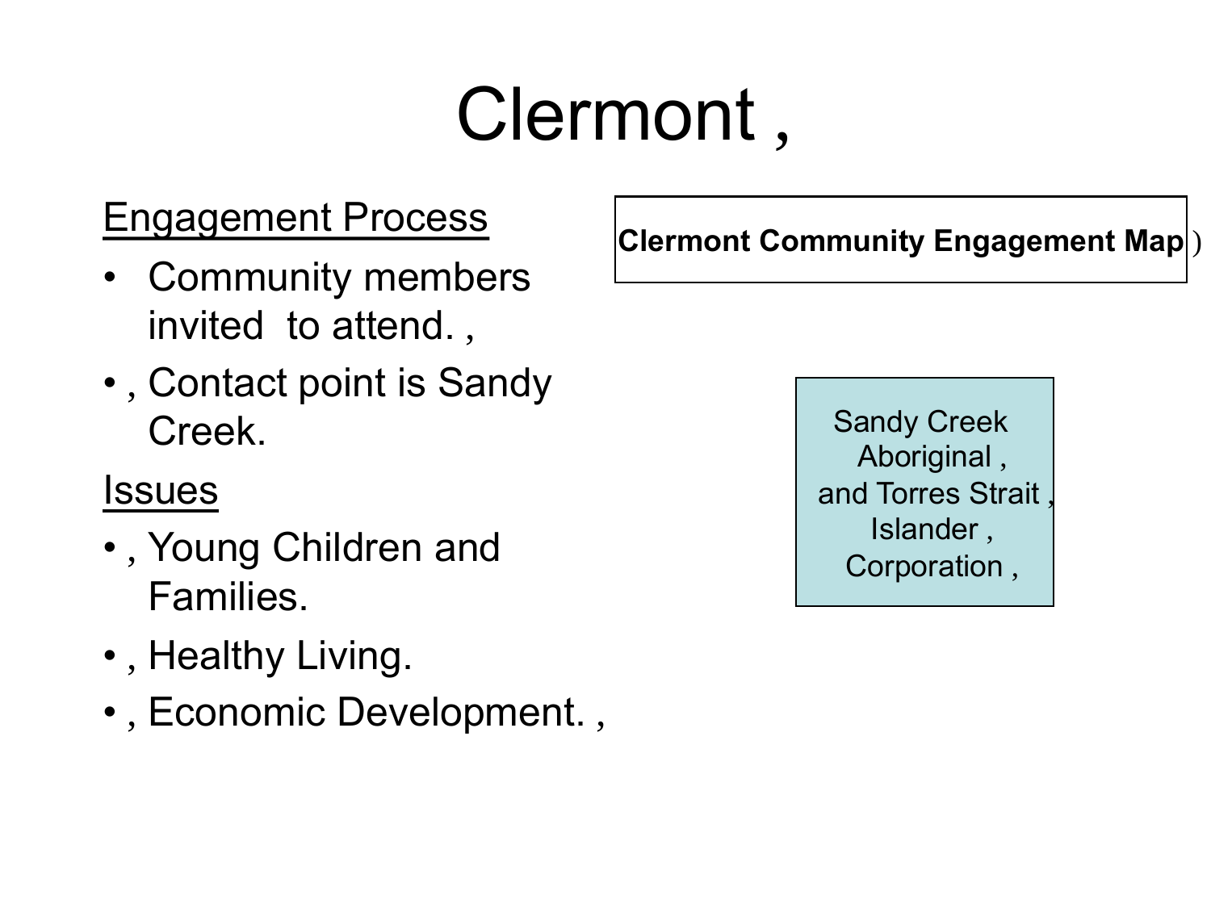# Clermont ,

**Engagement Process**

- Community members invited to attend. ,
- , Contact point is Sandy Creek.

**Issues**

- , Young Children and Families.
- , Healthy Living.
- , Economic Development. ,

**Clermont Community Engagement Map** )

Sandy Creek Aboriginal , and Torres Strait , Islander , Corporation ,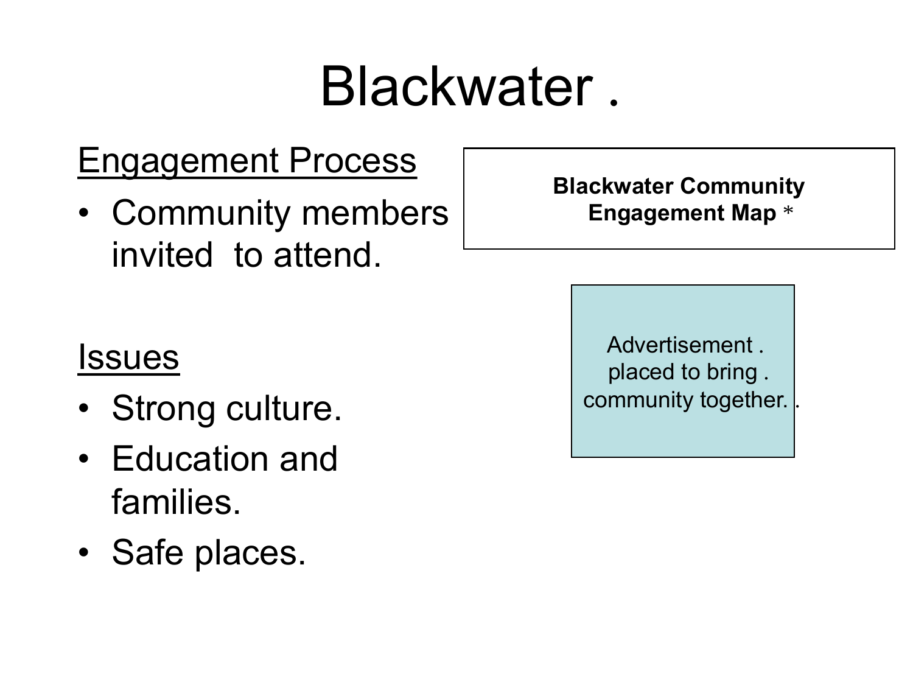# Blackwater .

**Engagement Process**

- Community members invited to attend.

**Issues**

- Strong culture.
- Education and families.
- Safe places.

**Blackwater Community Engagement Map** *

Advertisement . placed to bring . community together. .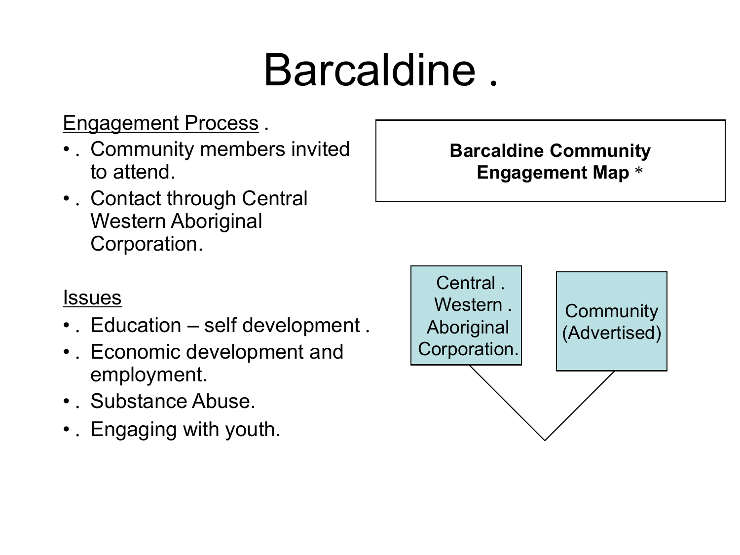# Barcaldine .

Engagement Process .

- . Community members invited to attend.
- . Contact through Central Western Aboriginal Corporation.

Issues

- . Education – self development .
- . Economic development and employment.
- . Substance Abuse.
- . Engaging with youth.

**Barcaldine Community Engagement Map** *

Central . Western . Aboriginal Corporation.

Community (Advertised)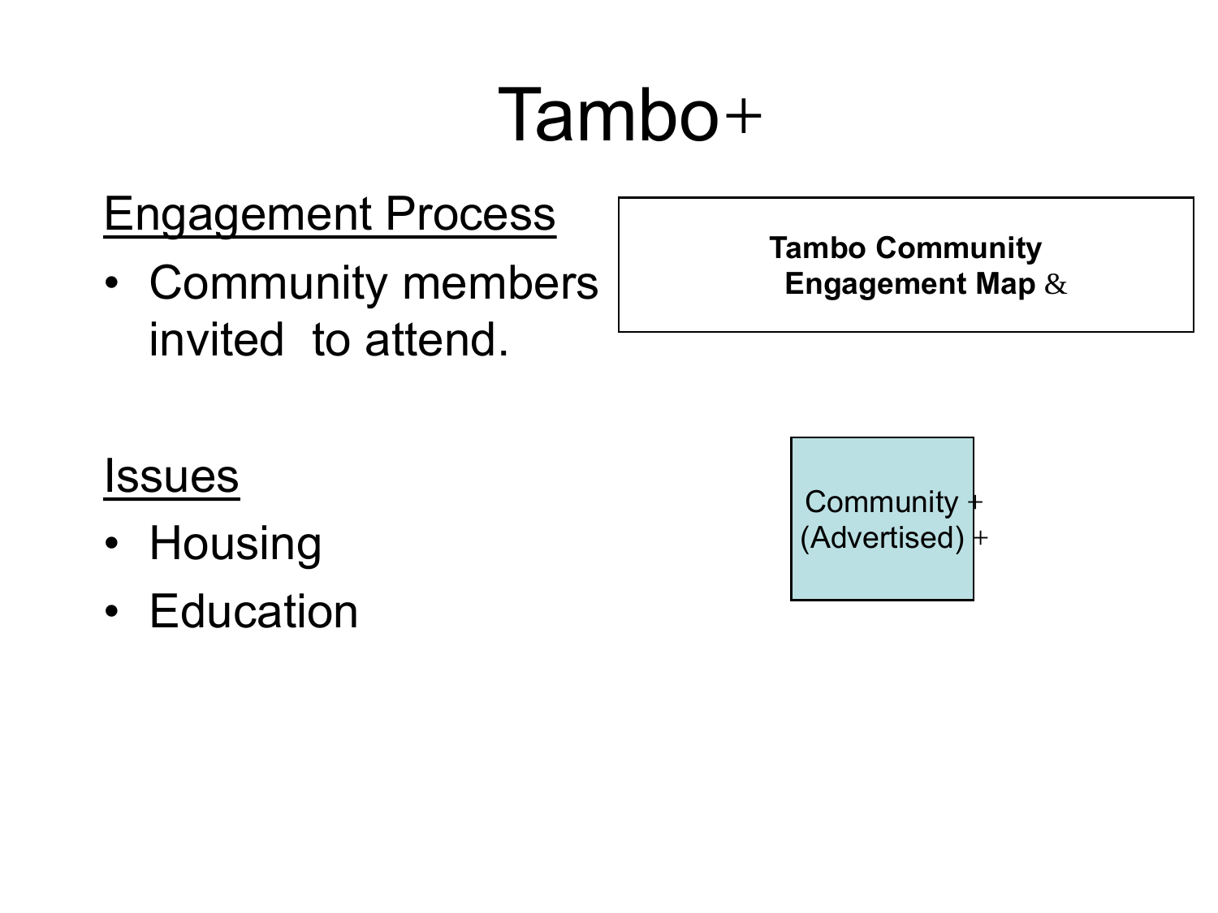# Tambo+

<u>Engagement Process</u>

- Community members invited to attend.

<u>Issues</u>

- Housing
- Education

**Tambo Community Engagement Map** &

Community +
(Advertised) +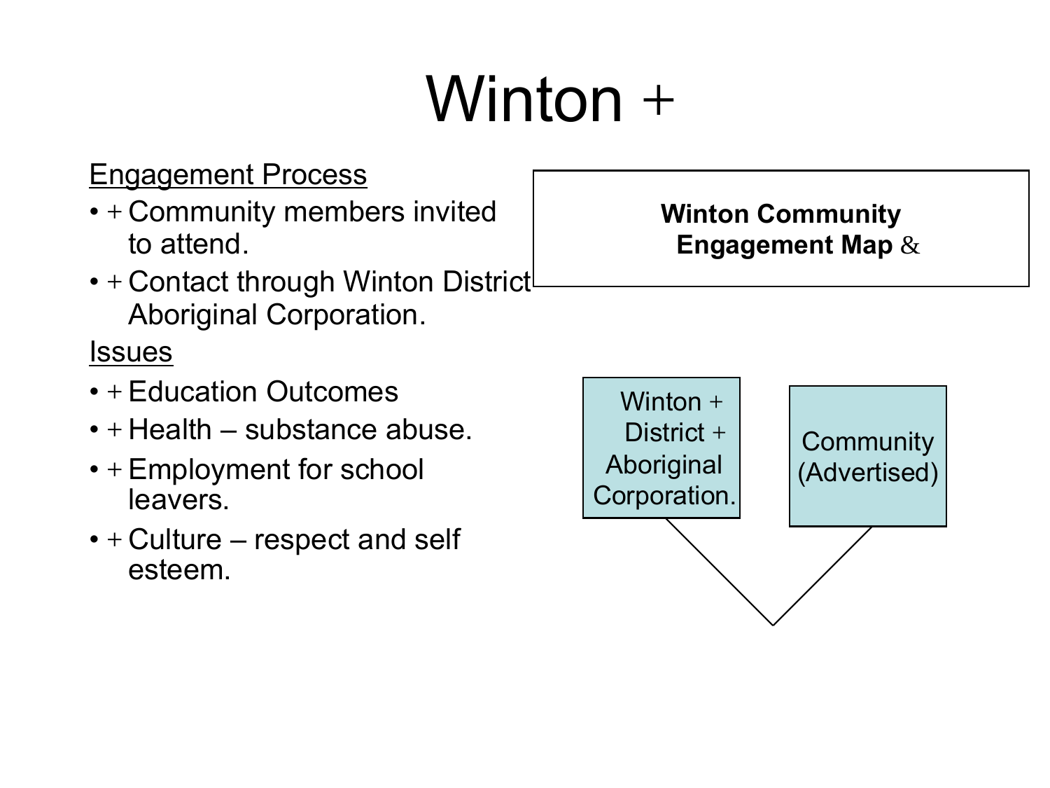# Winton +

Engagement Process

- + Community members invited to attend.
- + Contact through Winton District Aboriginal Corporation.

Issues

- + Education Outcomes
- + Health – substance abuse.
- + Employment for school leavers.
- + Culture – respect and self esteem.

**Winton Community Engagement Map** &

Winton + District + Aboriginal Corporation.

Community (Advertised)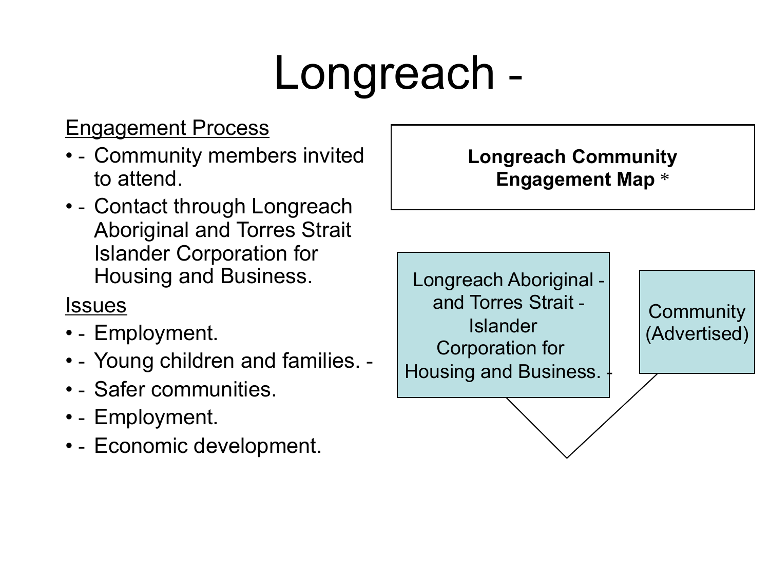# Longreach -

<u>Engagement Process</u>

- - Community members invited to attend.
- - Contact through Longreach Aboriginal and Torres Strait Islander Corporation for Housing and Business.

<u>Issues</u>

- - Employment.
- - Young children and families. -
- - Safer communities.
- - Employment.
- - Economic development.

**Longreach Community Engagement Map** *

Longreach Aboriginal - and Torres Strait - Islander Corporation for Housing and Business. -

Community (Advertised)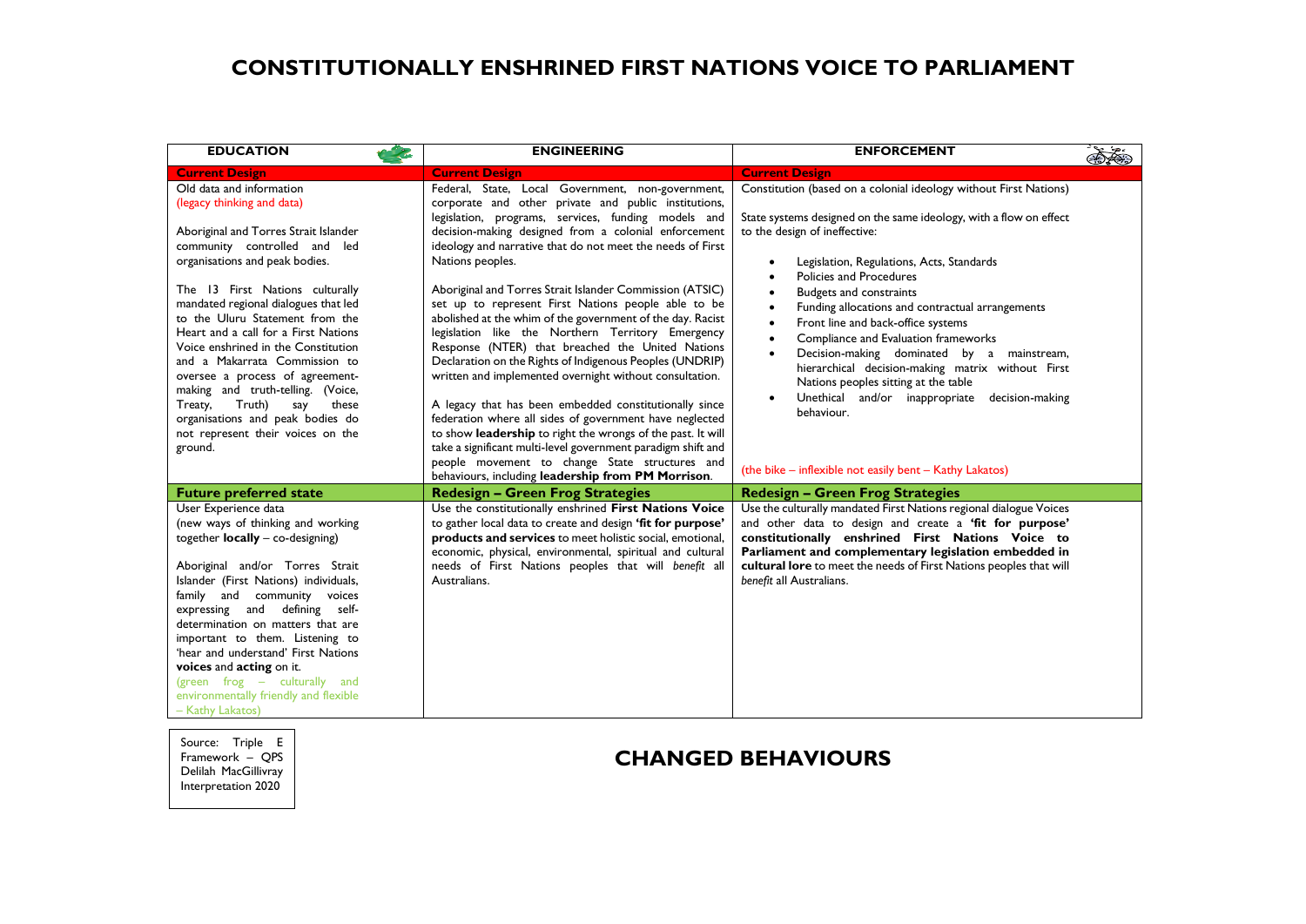# CONSTITUTIONALLY ENSHRINED FIRST NATIONS VOICE TO PARLIAMENT

| EDUCATION | ENGINEERING | ENFORCEMENT |
|---|---|---|
| **Current Design** | **Current Design** | **Current Design** |
| Old data and information<br>(legacy thinking and data)<br><br>Aboriginal and Torres Strait Islander community controlled and led organisations and peak bodies.<br><br>The 13 First Nations culturally mandated regional dialogues that led to the Uluru Statement from the Heart and a call for a First Nations Voice enshrined in the Constitution and a Makarrata Commission to oversee a process of agreement-making and truth-telling. (Voice, Treaty, Truth) say these organisations and peak bodies do not represent their voices on the ground. | Federal, State, Local Government, non-government, corporate and other private and public institutions, legislation, programs, services, funding models and decision-making designed from a colonial enforcement ideology and narrative that do not meet the needs of First Nations peoples.<br><br>Aboriginal and Torres Strait Islander Commission (ATSIC) set up to represent First Nations people able to be abolished at the whim of the government of the day. Racist legislation like the Northern Territory Emergency Response (NTER) that breached the United Nations Declaration on the Rights of Indigenous Peoples (UNDRIP) written and implemented overnight without consultation.<br><br>A legacy that has been embedded constitutionally since federation where all sides of government have neglected to show **leadership** to right the wrongs of the past. It will take a significant multi-level government paradigm shift and people movement to change State structures and behaviours, including **leadership from PM Morrison**. | Constitution (based on a colonial ideology without First Nations)<br><br>State systems designed on the same ideology, with a flow on effect to the design of ineffective:<br><br>• Legislation, Regulations, Acts, Standards<br>• Policies and Procedures<br>• Budgets and constraints<br>• Funding allocations and contractual arrangements<br>• Front line and back-office systems<br>• Compliance and Evaluation frameworks<br>• Decision-making dominated by a mainstream, hierarchical decision-making matrix without First Nations peoples sitting at the table<br>• Unethical and/or inappropriate decision-making behaviour.<br><br>(the bike – inflexible not easily bent – Kathy Lakatos) |
| **Future preferred state** | **Redesign – Green Frog Strategies** | **Redesign – Green Frog Strategies** |
| User Experience data<br>(new ways of thinking and working together **locally** – co-designing)<br><br>Aboriginal and/or Torres Strait Islander (First Nations) individuals, family and community voices expressing and defining self-determination on matters that are important to them. Listening to 'hear and understand' First Nations **voices** and **acting** on it.<br>(green frog – culturally and environmentally friendly and flexible – Kathy Lakatos) | Use the constitutionally enshrined **First Nations Voice** to gather local data to create and design **'fit for purpose' products and services** to meet holistic social, emotional, economic, physical, environmental, spiritual and cultural needs of First Nations peoples that will *benefit* all Australians. | Use the culturally mandated First Nations regional dialogue Voices and other data to design and create a **'fit for purpose' constitutionally enshrined First Nations Voice to Parliament and complementary legislation embedded in cultural lore** to meet the needs of First Nations peoples that will *benefit* all Australians. |

Source: Triple E Framework – QPS Delilah MacGillivray Interpretation 2020

## CHANGED BEHAVIOURS